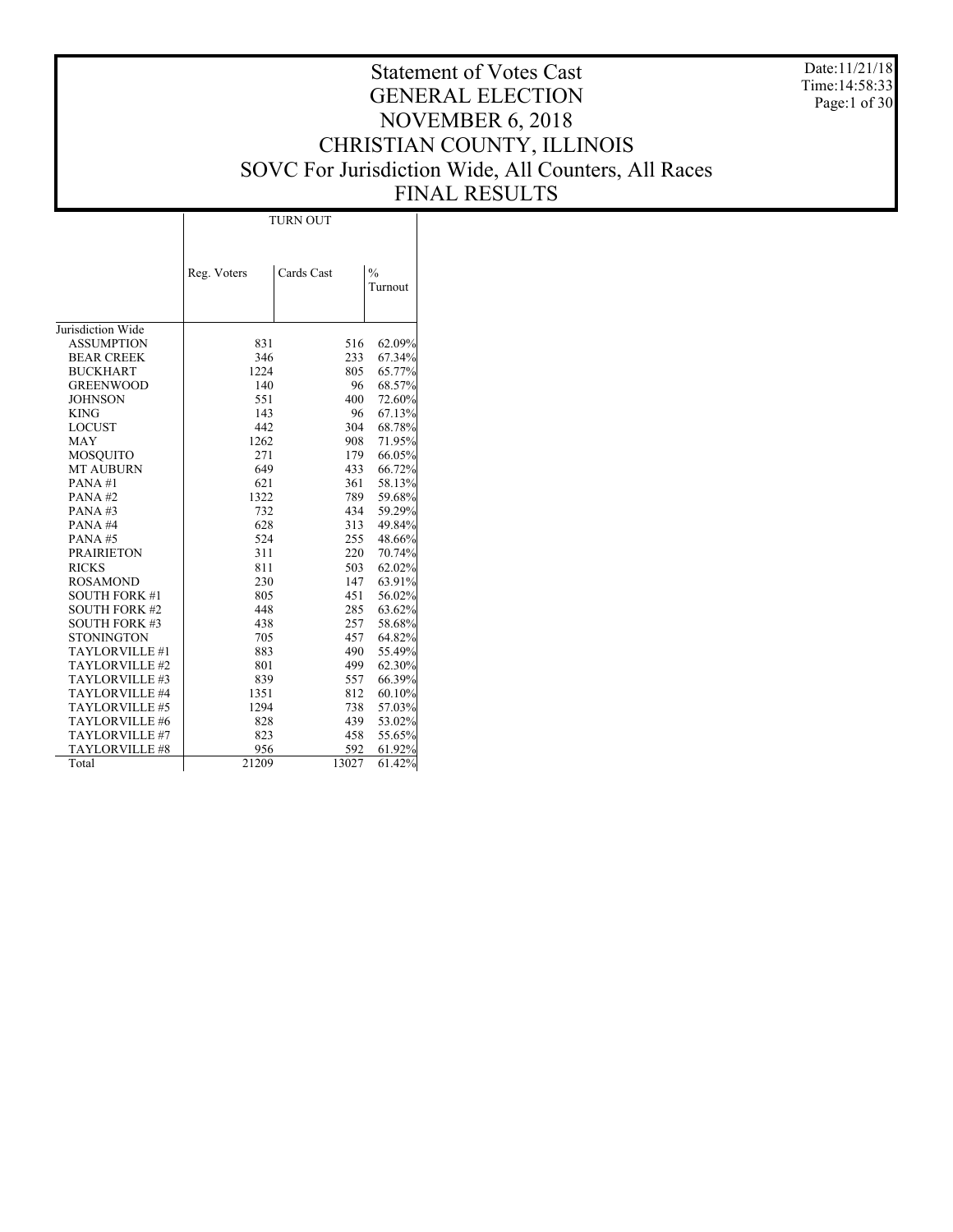# Statement of Votes Cast
# GENERAL ELECTION
# NOVEMBER 6, 2018
# CHRISTIAN COUNTY, ILLINOIS
# SOVC For Jurisdiction Wide, All Counters, All Races
# FINAL RESULTS

Date:11/21/18
Time:14:58:33

| | TURN OUT | | |
|---|---|---|---|
| | Reg. Voters | Cards Cast | % Turnout |
| Jurisdiction Wide | | | |
| ASSUMPTION | 831 | 516 | 62.09% |
| BEAR CREEK | 346 | 233 | 67.34% |
| BUCKHART | 1224 | 805 | 65.77% |
| GREENWOOD | 140 | 96 | 68.57% |
| JOHNSON | 551 | 400 | 72.60% |
| KING | 143 | 96 | 67.13% |
| LOCUST | 442 | 304 | 68.78% |
| MAY | 1262 | 908 | 71.95% |
| MOSQUITO | 271 | 179 | 66.05% |
| MT AUBURN | 649 | 433 | 66.72% |
| PANA #1 | 621 | 361 | 58.13% |
| PANA #2 | 1322 | 789 | 59.68% |
| PANA #3 | 732 | 434 | 59.29% |
| PANA #4 | 628 | 313 | 49.84% |
| PANA #5 | 524 | 255 | 48.66% |
| PRAIRIETON | 311 | 220 | 70.74% |
| RICKS | 811 | 503 | 62.02% |
| ROSAMOND | 230 | 147 | 63.91% |
| SOUTH FORK #1 | 805 | 451 | 56.02% |
| SOUTH FORK #2 | 448 | 285 | 63.62% |
| SOUTH FORK #3 | 438 | 257 | 58.68% |
| STONINGTON | 705 | 457 | 64.82% |
| TAYLORVILLE #1 | 883 | 490 | 55.49% |
| TAYLORVILLE #2 | 801 | 499 | 62.30% |
| TAYLORVILLE #3 | 839 | 557 | 66.39% |
| TAYLORVILLE #4 | 1351 | 812 | 60.10% |
| TAYLORVILLE #5 | 1294 | 738 | 57.03% |
| TAYLORVILLE #6 | 828 | 439 | 53.02% |
| TAYLORVILLE #7 | 823 | 458 | 55.65% |
| TAYLORVILLE #8 | 956 | 592 | 61.92% |
| Total | 21209 | 13027 | 61.42% |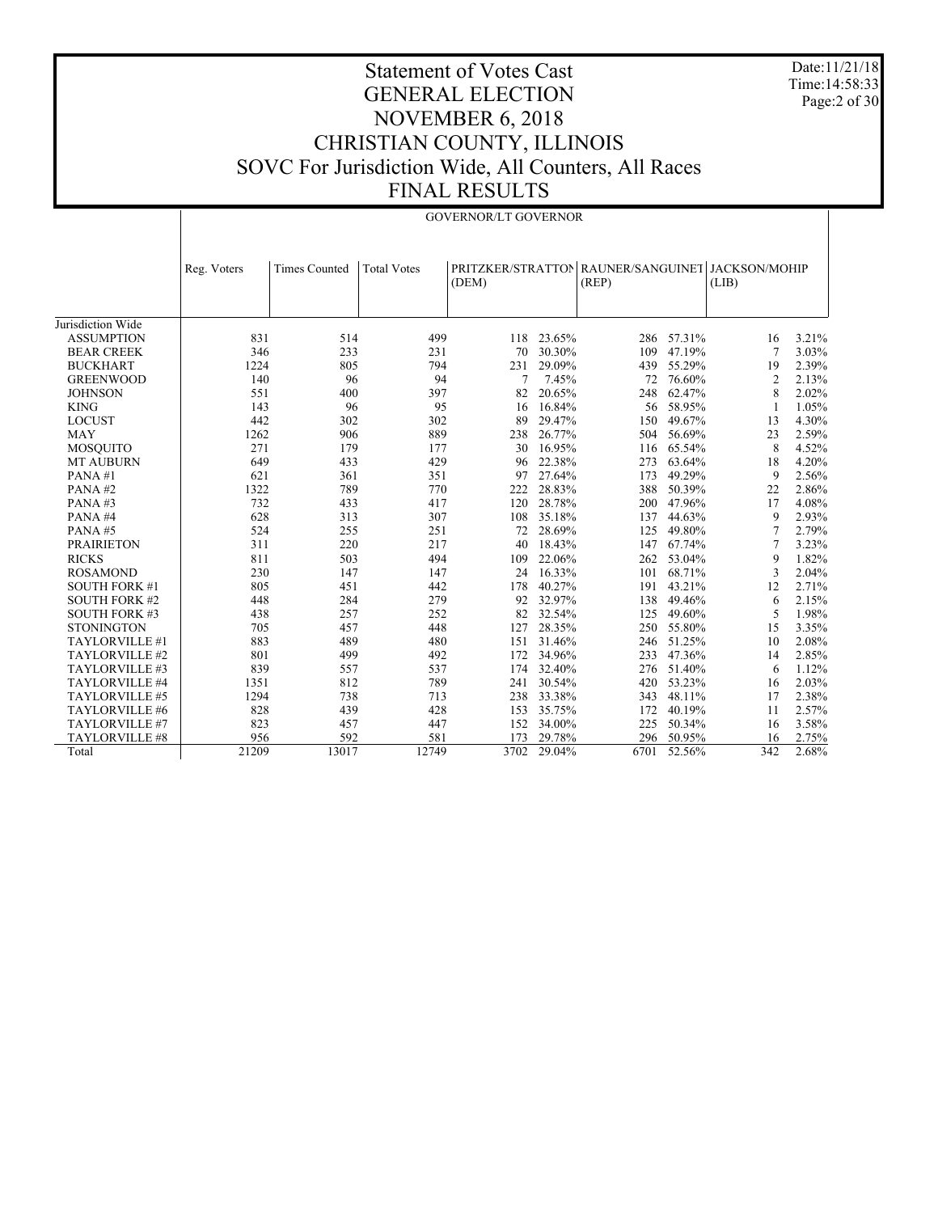# Statement of Votes Cast
# GENERAL ELECTION
# NOVEMBER 6, 2018
# CHRISTIAN COUNTY, ILLINOIS
# SOVC For Jurisdiction Wide, All Counters, All Races
# FINAL RESULTS

Date:11/21/18
Time:14:58:33

## GOVERNOR/LT GOVERNOR

| | Reg. Voters | Times Counted | Total Votes | PRITZKER/STRATTON (DEM) | | RAUNER/SANGUINETI (REP) | | JACKSON/MOHIP (LIB) | |
|---|---|---|---|---|---|---|---|---|---|
| Jurisdiction Wide | | | | | | | | | |
| ASSUMPTION | 831 | 514 | 499 | 118 | 23.65% | 286 | 57.31% | 16 | 3.21% |
| BEAR CREEK | 346 | 233 | 231 | 70 | 30.30% | 109 | 47.19% | 7 | 3.03% |
| BUCKHART | 1224 | 805 | 794 | 231 | 29.09% | 439 | 55.29% | 19 | 2.39% |
| GREENWOOD | 140 | 96 | 94 | 7 | 7.45% | 72 | 76.60% | 2 | 2.13% |
| JOHNSON | 551 | 400 | 397 | 82 | 20.65% | 248 | 62.47% | 8 | 2.02% |
| KING | 143 | 96 | 95 | 16 | 16.84% | 56 | 58.95% | 1 | 1.05% |
| LOCUST | 442 | 302 | 302 | 89 | 29.47% | 150 | 49.67% | 13 | 4.30% |
| MAY | 1262 | 906 | 889 | 238 | 26.77% | 504 | 56.69% | 23 | 2.59% |
| MOSQUITO | 271 | 179 | 177 | 30 | 16.95% | 116 | 65.54% | 8 | 4.52% |
| MT AUBURN | 649 | 433 | 429 | 96 | 22.38% | 273 | 63.64% | 18 | 4.20% |
| PANA #1 | 621 | 361 | 351 | 97 | 27.64% | 173 | 49.29% | 9 | 2.56% |
| PANA #2 | 1322 | 789 | 770 | 222 | 28.83% | 388 | 50.39% | 22 | 2.86% |
| PANA #3 | 732 | 433 | 417 | 120 | 28.78% | 200 | 47.96% | 17 | 4.08% |
| PANA #4 | 628 | 313 | 307 | 108 | 35.18% | 137 | 44.63% | 9 | 2.93% |
| PANA #5 | 524 | 255 | 251 | 72 | 28.69% | 125 | 49.80% | 7 | 2.79% |
| PRAIRIETON | 311 | 220 | 217 | 40 | 18.43% | 147 | 67.74% | 7 | 3.23% |
| RICKS | 811 | 503 | 494 | 109 | 22.06% | 262 | 53.04% | 9 | 1.82% |
| ROSAMOND | 230 | 147 | 147 | 24 | 16.33% | 101 | 68.71% | 3 | 2.04% |
| SOUTH FORK #1 | 805 | 451 | 442 | 178 | 40.27% | 191 | 43.21% | 12 | 2.71% |
| SOUTH FORK #2 | 448 | 284 | 279 | 92 | 32.97% | 138 | 49.46% | 6 | 2.15% |
| SOUTH FORK #3 | 438 | 257 | 252 | 82 | 32.54% | 125 | 49.60% | 5 | 1.98% |
| STONINGTON | 705 | 457 | 448 | 127 | 28.35% | 250 | 55.80% | 15 | 3.35% |
| TAYLORVILLE #1 | 883 | 489 | 480 | 151 | 31.46% | 246 | 51.25% | 10 | 2.08% |
| TAYLORVILLE #2 | 801 | 499 | 492 | 172 | 34.96% | 233 | 47.36% | 14 | 2.85% |
| TAYLORVILLE #3 | 839 | 557 | 537 | 174 | 32.40% | 276 | 51.40% | 6 | 1.12% |
| TAYLORVILLE #4 | 1351 | 812 | 789 | 241 | 30.54% | 420 | 53.23% | 16 | 2.03% |
| TAYLORVILLE #5 | 1294 | 738 | 713 | 238 | 33.38% | 343 | 48.11% | 17 | 2.38% |
| TAYLORVILLE #6 | 828 | 439 | 428 | 153 | 35.75% | 172 | 40.19% | 11 | 2.57% |
| TAYLORVILLE #7 | 823 | 457 | 447 | 152 | 34.00% | 225 | 50.34% | 16 | 3.58% |
| TAYLORVILLE #8 | 956 | 592 | 581 | 173 | 29.78% | 296 | 50.95% | 16 | 2.75% |
| Total | 21209 | 13017 | 12749 | 3702 | 29.04% | 6701 | 52.56% | 342 | 2.68% |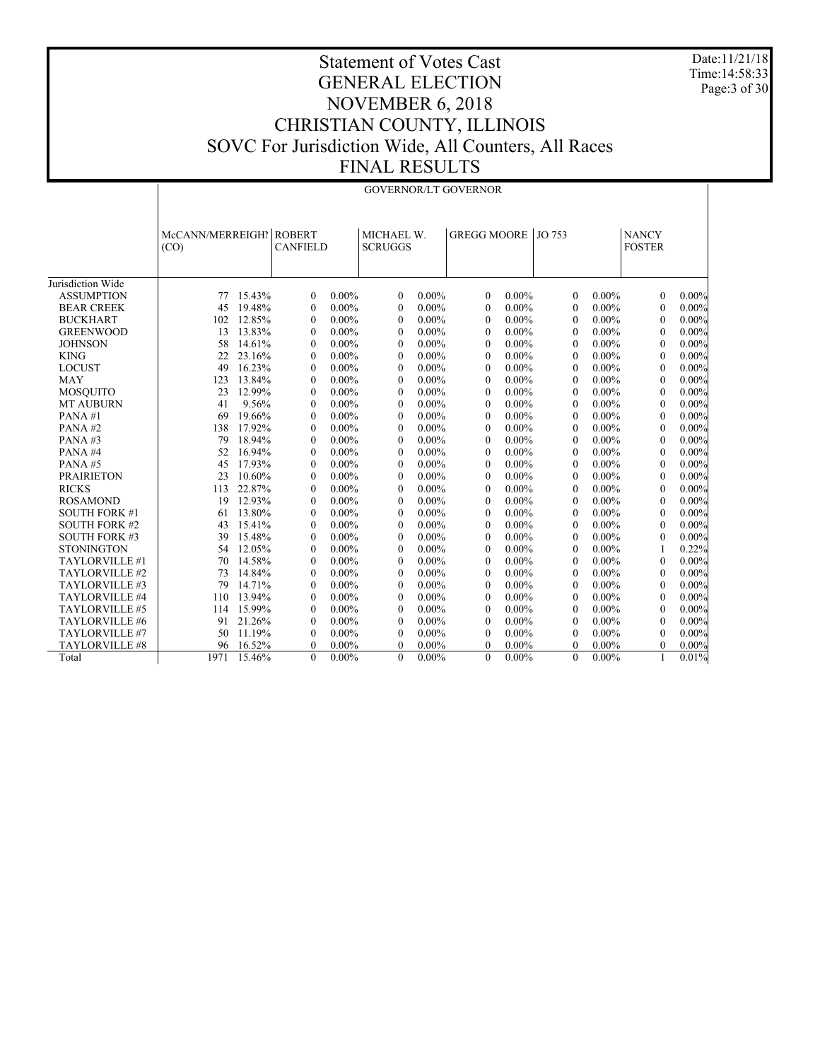# Statement of Votes Cast
## GENERAL ELECTION
## NOVEMBER 6, 2018
## CHRISTIAN COUNTY, ILLINOIS
## SOVC For Jurisdiction Wide, All Counters, All Races
## FINAL RESULTS

Date:11/21/18
Time:14:58:33

GOVERNOR/LT GOVERNOR

| | McCANN/MERREIGH (CO) | | ROBERT CANFIELD | | MICHAEL W. SCRUGGS | | GREGG MOORE | | JO 753 | | NANCY FOSTER | |
|---|---|---|---|---|---|---|---|---|---|---|---|---|
| Jurisdiction Wide | | | | | | | | | | | | |
| ASSUMPTION | 77 | 15.43% | 0 | 0.00% | 0 | 0.00% | 0 | 0.00% | 0 | 0.00% | 0 | 0.00% |
| BEAR CREEK | 45 | 19.48% | 0 | 0.00% | 0 | 0.00% | 0 | 0.00% | 0 | 0.00% | 0 | 0.00% |
| BUCKHART | 102 | 12.85% | 0 | 0.00% | 0 | 0.00% | 0 | 0.00% | 0 | 0.00% | 0 | 0.00% |
| GREENWOOD | 13 | 13.83% | 0 | 0.00% | 0 | 0.00% | 0 | 0.00% | 0 | 0.00% | 0 | 0.00% |
| JOHNSON | 58 | 14.61% | 0 | 0.00% | 0 | 0.00% | 0 | 0.00% | 0 | 0.00% | 0 | 0.00% |
| KING | 22 | 23.16% | 0 | 0.00% | 0 | 0.00% | 0 | 0.00% | 0 | 0.00% | 0 | 0.00% |
| LOCUST | 49 | 16.23% | 0 | 0.00% | 0 | 0.00% | 0 | 0.00% | 0 | 0.00% | 0 | 0.00% |
| MAY | 123 | 13.84% | 0 | 0.00% | 0 | 0.00% | 0 | 0.00% | 0 | 0.00% | 0 | 0.00% |
| MOSQUITO | 23 | 12.99% | 0 | 0.00% | 0 | 0.00% | 0 | 0.00% | 0 | 0.00% | 0 | 0.00% |
| MT AUBURN | 41 | 9.56% | 0 | 0.00% | 0 | 0.00% | 0 | 0.00% | 0 | 0.00% | 0 | 0.00% |
| PANA #1 | 69 | 19.66% | 0 | 0.00% | 0 | 0.00% | 0 | 0.00% | 0 | 0.00% | 0 | 0.00% |
| PANA #2 | 138 | 17.92% | 0 | 0.00% | 0 | 0.00% | 0 | 0.00% | 0 | 0.00% | 0 | 0.00% |
| PANA #3 | 79 | 18.94% | 0 | 0.00% | 0 | 0.00% | 0 | 0.00% | 0 | 0.00% | 0 | 0.00% |
| PANA #4 | 52 | 16.94% | 0 | 0.00% | 0 | 0.00% | 0 | 0.00% | 0 | 0.00% | 0 | 0.00% |
| PANA #5 | 45 | 17.93% | 0 | 0.00% | 0 | 0.00% | 0 | 0.00% | 0 | 0.00% | 0 | 0.00% |
| PRAIRIETON | 23 | 10.60% | 0 | 0.00% | 0 | 0.00% | 0 | 0.00% | 0 | 0.00% | 0 | 0.00% |
| RICKS | 113 | 22.87% | 0 | 0.00% | 0 | 0.00% | 0 | 0.00% | 0 | 0.00% | 0 | 0.00% |
| ROSAMOND | 19 | 12.93% | 0 | 0.00% | 0 | 0.00% | 0 | 0.00% | 0 | 0.00% | 0 | 0.00% |
| SOUTH FORK #1 | 61 | 13.80% | 0 | 0.00% | 0 | 0.00% | 0 | 0.00% | 0 | 0.00% | 0 | 0.00% |
| SOUTH FORK #2 | 43 | 15.41% | 0 | 0.00% | 0 | 0.00% | 0 | 0.00% | 0 | 0.00% | 0 | 0.00% |
| SOUTH FORK #3 | 39 | 15.48% | 0 | 0.00% | 0 | 0.00% | 0 | 0.00% | 0 | 0.00% | 0 | 0.00% |
| STONINGTON | 54 | 12.05% | 0 | 0.00% | 0 | 0.00% | 0 | 0.00% | 0 | 0.00% | 1 | 0.22% |
| TAYLORVILLE #1 | 70 | 14.58% | 0 | 0.00% | 0 | 0.00% | 0 | 0.00% | 0 | 0.00% | 0 | 0.00% |
| TAYLORVILLE #2 | 73 | 14.84% | 0 | 0.00% | 0 | 0.00% | 0 | 0.00% | 0 | 0.00% | 0 | 0.00% |
| TAYLORVILLE #3 | 79 | 14.71% | 0 | 0.00% | 0 | 0.00% | 0 | 0.00% | 0 | 0.00% | 0 | 0.00% |
| TAYLORVILLE #4 | 110 | 13.94% | 0 | 0.00% | 0 | 0.00% | 0 | 0.00% | 0 | 0.00% | 0 | 0.00% |
| TAYLORVILLE #5 | 114 | 15.99% | 0 | 0.00% | 0 | 0.00% | 0 | 0.00% | 0 | 0.00% | 0 | 0.00% |
| TAYLORVILLE #6 | 91 | 21.26% | 0 | 0.00% | 0 | 0.00% | 0 | 0.00% | 0 | 0.00% | 0 | 0.00% |
| TAYLORVILLE #7 | 50 | 11.19% | 0 | 0.00% | 0 | 0.00% | 0 | 0.00% | 0 | 0.00% | 0 | 0.00% |
| TAYLORVILLE #8 | 96 | 16.52% | 0 | 0.00% | 0 | 0.00% | 0 | 0.00% | 0 | 0.00% | 0 | 0.00% |
| Total | 1971 | 15.46% | 0 | 0.00% | 0 | 0.00% | 0 | 0.00% | 0 | 0.00% | 1 | 0.01% |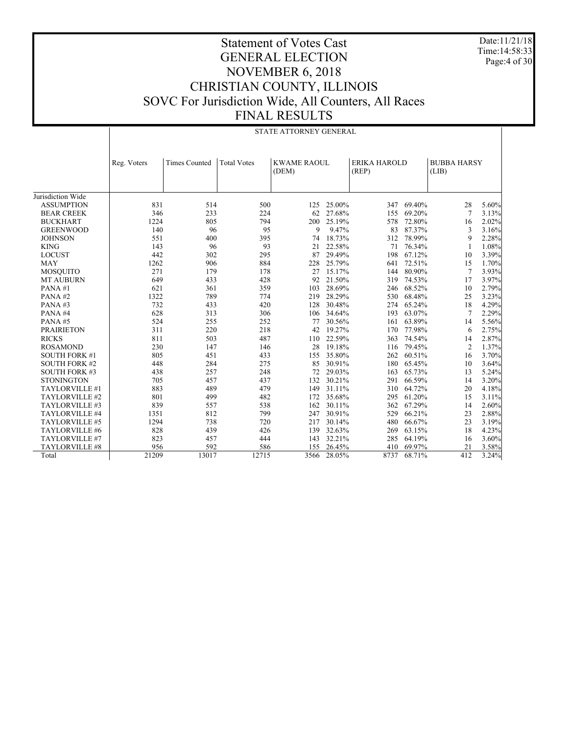# Statement of Votes Cast
# GENERAL ELECTION
# NOVEMBER 6, 2018
# CHRISTIAN COUNTY, ILLINOIS
# SOVC For Jurisdiction Wide, All Counters, All Races
# FINAL RESULTS

Date:11/21/18
Time:14:58:33

STATE ATTORNEY GENERAL

| | Reg. Voters | Times Counted | Total Votes | KWAME RAOUL (DEM) | | ERIKA HAROLD (REP) | | BUBBA HARSY (LIB) | |
|---|---|---|---|---|---|---|---|---|---|
| Jurisdiction Wide | | | | | | | | | |
| ASSUMPTION | 831 | 514 | 500 | 125 | 25.00% | 347 | 69.40% | 28 | 5.60% |
| BEAR CREEK | 346 | 233 | 224 | 62 | 27.68% | 155 | 69.20% | 7 | 3.13% |
| BUCKHART | 1224 | 805 | 794 | 200 | 25.19% | 578 | 72.80% | 16 | 2.02% |
| GREENWOOD | 140 | 96 | 95 | 9 | 9.47% | 83 | 87.37% | 3 | 3.16% |
| JOHNSON | 551 | 400 | 395 | 74 | 18.73% | 312 | 78.99% | 9 | 2.28% |
| KING | 143 | 96 | 93 | 21 | 22.58% | 71 | 76.34% | 1 | 1.08% |
| LOCUST | 442 | 302 | 295 | 87 | 29.49% | 198 | 67.12% | 10 | 3.39% |
| MAY | 1262 | 906 | 884 | 228 | 25.79% | 641 | 72.51% | 15 | 1.70% |
| MOSQUITO | 271 | 179 | 178 | 27 | 15.17% | 144 | 80.90% | 7 | 3.93% |
| MT AUBURN | 649 | 433 | 428 | 92 | 21.50% | 319 | 74.53% | 17 | 3.97% |
| PANA #1 | 621 | 361 | 359 | 103 | 28.69% | 246 | 68.52% | 10 | 2.79% |
| PANA #2 | 1322 | 789 | 774 | 219 | 28.29% | 530 | 68.48% | 25 | 3.23% |
| PANA #3 | 732 | 433 | 420 | 128 | 30.48% | 274 | 65.24% | 18 | 4.29% |
| PANA #4 | 628 | 313 | 306 | 106 | 34.64% | 193 | 63.07% | 7 | 2.29% |
| PANA #5 | 524 | 255 | 252 | 77 | 30.56% | 161 | 63.89% | 14 | 5.56% |
| PRAIRIETON | 311 | 220 | 218 | 42 | 19.27% | 170 | 77.98% | 6 | 2.75% |
| RICKS | 811 | 503 | 487 | 110 | 22.59% | 363 | 74.54% | 14 | 2.87% |
| ROSAMOND | 230 | 147 | 146 | 28 | 19.18% | 116 | 79.45% | 2 | 1.37% |
| SOUTH FORK #1 | 805 | 451 | 433 | 155 | 35.80% | 262 | 60.51% | 16 | 3.70% |
| SOUTH FORK #2 | 448 | 284 | 275 | 85 | 30.91% | 180 | 65.45% | 10 | 3.64% |
| SOUTH FORK #3 | 438 | 257 | 248 | 72 | 29.03% | 163 | 65.73% | 13 | 5.24% |
| STONINGTON | 705 | 457 | 437 | 132 | 30.21% | 291 | 66.59% | 14 | 3.20% |
| TAYLORVILLE #1 | 883 | 489 | 479 | 149 | 31.11% | 310 | 64.72% | 20 | 4.18% |
| TAYLORVILLE #2 | 801 | 499 | 482 | 172 | 35.68% | 295 | 61.20% | 15 | 3.11% |
| TAYLORVILLE #3 | 839 | 557 | 538 | 162 | 30.11% | 362 | 67.29% | 14 | 2.60% |
| TAYLORVILLE #4 | 1351 | 812 | 799 | 247 | 30.91% | 529 | 66.21% | 23 | 2.88% |
| TAYLORVILLE #5 | 1294 | 738 | 720 | 217 | 30.14% | 480 | 66.67% | 23 | 3.19% |
| TAYLORVILLE #6 | 828 | 439 | 426 | 139 | 32.63% | 269 | 63.15% | 18 | 4.23% |
| TAYLORVILLE #7 | 823 | 457 | 444 | 143 | 32.21% | 285 | 64.19% | 16 | 3.60% |
| TAYLORVILLE #8 | 956 | 592 | 586 | 155 | 26.45% | 410 | 69.97% | 21 | 3.58% |
| Total | 21209 | 13017 | 12715 | 3566 | 28.05% | 8737 | 68.71% | 412 | 3.24% |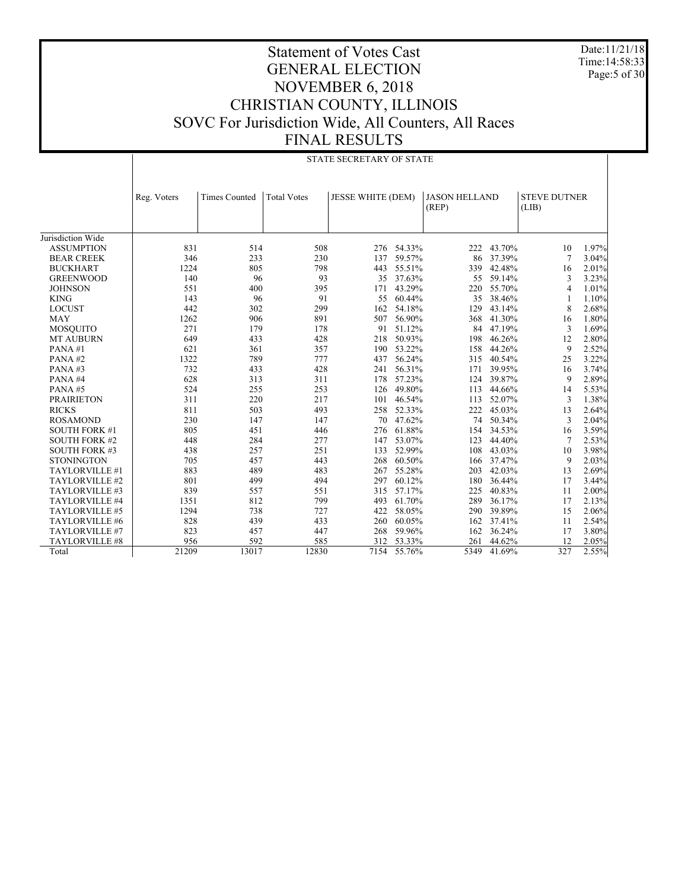# Statement of Votes Cast
# GENERAL ELECTION
# NOVEMBER 6, 2018
# CHRISTIAN COUNTY, ILLINOIS
# SOVC For Jurisdiction Wide, All Counters, All Races
# FINAL RESULTS

Date:11/21/18
Time:14:58:33

## STATE SECRETARY OF STATE

| | Reg. Voters | Times Counted | Total Votes | JESSE WHITE (DEM) | | JASON HELLAND (REP) | | STEVE DUTNER (LIB) | |
|---|---|---|---|---|---|---|---|---|---|
| Jurisdiction Wide | | | | | | | | | |
| ASSUMPTION | 831 | 514 | 508 | 276 | 54.33% | 222 | 43.70% | 10 | 1.97% |
| BEAR CREEK | 346 | 233 | 230 | 137 | 59.57% | 86 | 37.39% | 7 | 3.04% |
| BUCKHART | 1224 | 805 | 798 | 443 | 55.51% | 339 | 42.48% | 16 | 2.01% |
| GREENWOOD | 140 | 96 | 93 | 35 | 37.63% | 55 | 59.14% | 3 | 3.23% |
| JOHNSON | 551 | 400 | 395 | 171 | 43.29% | 220 | 55.70% | 4 | 1.01% |
| KING | 143 | 96 | 91 | 55 | 60.44% | 35 | 38.46% | 1 | 1.10% |
| LOCUST | 442 | 302 | 299 | 162 | 54.18% | 129 | 43.14% | 8 | 2.68% |
| MAY | 1262 | 906 | 891 | 507 | 56.90% | 368 | 41.30% | 16 | 1.80% |
| MOSQUITO | 271 | 179 | 178 | 91 | 51.12% | 84 | 47.19% | 3 | 1.69% |
| MT AUBURN | 649 | 433 | 428 | 218 | 50.93% | 198 | 46.26% | 12 | 2.80% |
| PANA #1 | 621 | 361 | 357 | 190 | 53.22% | 158 | 44.26% | 9 | 2.52% |
| PANA #2 | 1322 | 789 | 777 | 437 | 56.24% | 315 | 40.54% | 25 | 3.22% |
| PANA #3 | 732 | 433 | 428 | 241 | 56.31% | 171 | 39.95% | 16 | 3.74% |
| PANA #4 | 628 | 313 | 311 | 178 | 57.23% | 124 | 39.87% | 9 | 2.89% |
| PANA #5 | 524 | 255 | 253 | 126 | 49.80% | 113 | 44.66% | 14 | 5.53% |
| PRAIRIETON | 311 | 220 | 217 | 101 | 46.54% | 113 | 52.07% | 3 | 1.38% |
| RICKS | 811 | 503 | 493 | 258 | 52.33% | 222 | 45.03% | 13 | 2.64% |
| ROSAMOND | 230 | 147 | 147 | 70 | 47.62% | 74 | 50.34% | 3 | 2.04% |
| SOUTH FORK #1 | 805 | 451 | 446 | 276 | 61.88% | 154 | 34.53% | 16 | 3.59% |
| SOUTH FORK #2 | 448 | 284 | 277 | 147 | 53.07% | 123 | 44.40% | 7 | 2.53% |
| SOUTH FORK #3 | 438 | 257 | 251 | 133 | 52.99% | 108 | 43.03% | 10 | 3.98% |
| STONINGTON | 705 | 457 | 443 | 268 | 60.50% | 166 | 37.47% | 9 | 2.03% |
| TAYLORVILLE #1 | 883 | 489 | 483 | 267 | 55.28% | 203 | 42.03% | 13 | 2.69% |
| TAYLORVILLE #2 | 801 | 499 | 494 | 297 | 60.12% | 180 | 36.44% | 17 | 3.44% |
| TAYLORVILLE #3 | 839 | 557 | 551 | 315 | 57.17% | 225 | 40.83% | 11 | 2.00% |
| TAYLORVILLE #4 | 1351 | 812 | 799 | 493 | 61.70% | 289 | 36.17% | 17 | 2.13% |
| TAYLORVILLE #5 | 1294 | 738 | 727 | 422 | 58.05% | 290 | 39.89% | 15 | 2.06% |
| TAYLORVILLE #6 | 828 | 439 | 433 | 260 | 60.05% | 162 | 37.41% | 11 | 2.54% |
| TAYLORVILLE #7 | 823 | 457 | 447 | 268 | 59.96% | 162 | 36.24% | 17 | 3.80% |
| TAYLORVILLE #8 | 956 | 592 | 585 | 312 | 53.33% | 261 | 44.62% | 12 | 2.05% |
| Total | 21209 | 13017 | 12830 | 7154 | 55.76% | 5349 | 41.69% | 327 | 2.55% |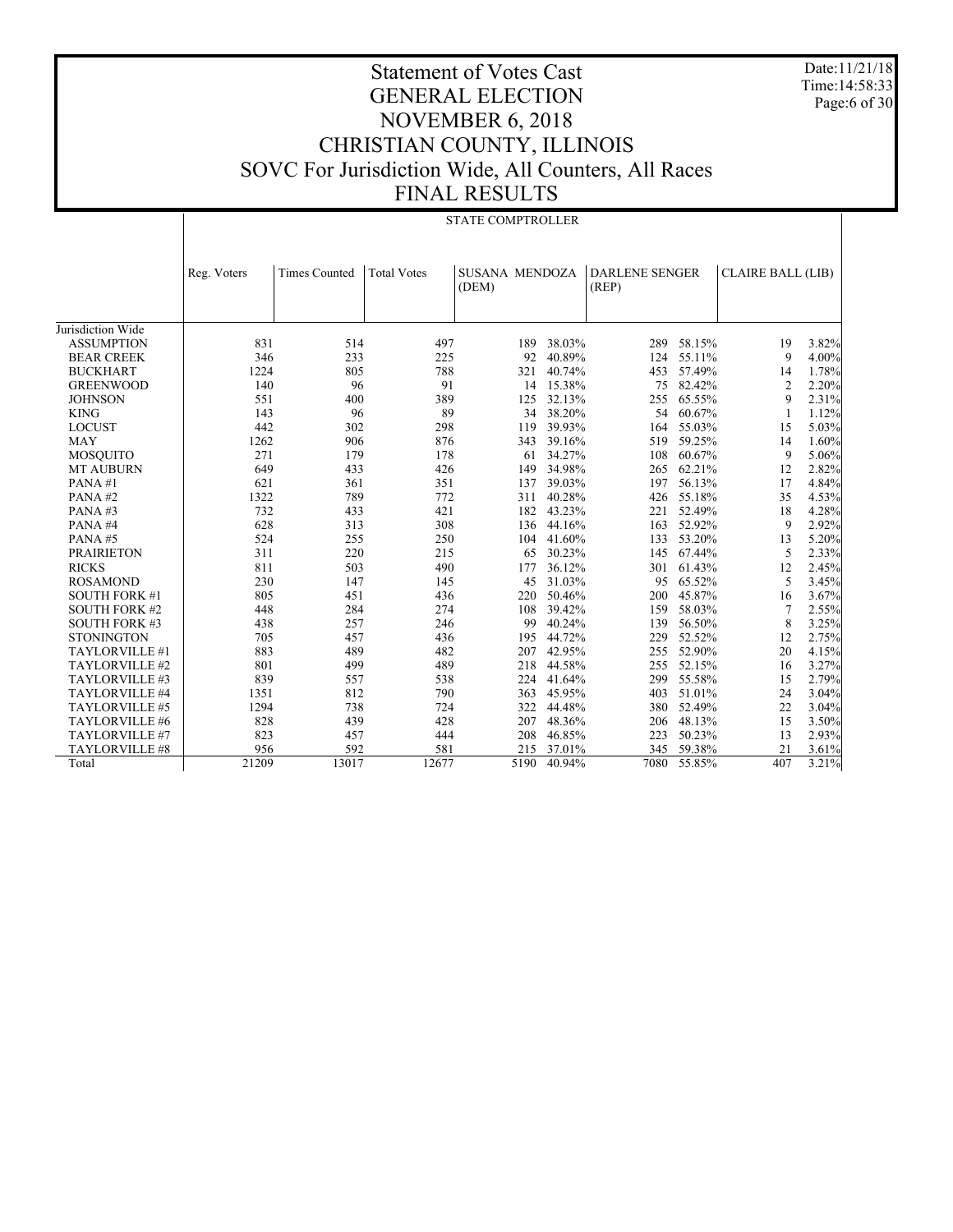# Statement of Votes Cast
# GENERAL ELECTION
# NOVEMBER 6, 2018
# CHRISTIAN COUNTY, ILLINOIS
# SOVC For Jurisdiction Wide, All Counters, All Races
# FINAL RESULTS

Date:11/21/18
Time:14:58:33

## STATE COMPTROLLER

| | Reg. Voters | Times Counted | Total Votes | SUSANA MENDOZA (DEM) | | DARLENE SENGER (REP) | | CLAIRE BALL (LIB) | |
|---|---|---|---|---|---|---|---|---|---|
| Jurisdiction Wide | | | | | | | | | |
| ASSUMPTION | 831 | 514 | 497 | 189 | 38.03% | 289 | 58.15% | 19 | 3.82% |
| BEAR CREEK | 346 | 233 | 225 | 92 | 40.89% | 124 | 55.11% | 9 | 4.00% |
| BUCKHART | 1224 | 805 | 788 | 321 | 40.74% | 453 | 57.49% | 14 | 1.78% |
| GREENWOOD | 140 | 96 | 91 | 14 | 15.38% | 75 | 82.42% | 2 | 2.20% |
| JOHNSON | 551 | 400 | 389 | 125 | 32.13% | 255 | 65.55% | 9 | 2.31% |
| KING | 143 | 96 | 89 | 34 | 38.20% | 54 | 60.67% | 1 | 1.12% |
| LOCUST | 442 | 302 | 298 | 119 | 39.93% | 164 | 55.03% | 15 | 5.03% |
| MAY | 1262 | 906 | 876 | 343 | 39.16% | 519 | 59.25% | 14 | 1.60% |
| MOSQUITO | 271 | 179 | 178 | 61 | 34.27% | 108 | 60.67% | 9 | 5.06% |
| MT AUBURN | 649 | 433 | 426 | 149 | 34.98% | 265 | 62.21% | 12 | 2.82% |
| PANA #1 | 621 | 361 | 351 | 137 | 39.03% | 197 | 56.13% | 17 | 4.84% |
| PANA #2 | 1322 | 789 | 772 | 311 | 40.28% | 426 | 55.18% | 35 | 4.53% |
| PANA #3 | 732 | 433 | 421 | 182 | 43.23% | 221 | 52.49% | 18 | 4.28% |
| PANA #4 | 628 | 313 | 308 | 136 | 44.16% | 163 | 52.92% | 9 | 2.92% |
| PANA #5 | 524 | 255 | 250 | 104 | 41.60% | 133 | 53.20% | 13 | 5.20% |
| PRAIRIETON | 311 | 220 | 215 | 65 | 30.23% | 145 | 67.44% | 5 | 2.33% |
| RICKS | 811 | 503 | 490 | 177 | 36.12% | 301 | 61.43% | 12 | 2.45% |
| ROSAMOND | 230 | 147 | 145 | 45 | 31.03% | 95 | 65.52% | 5 | 3.45% |
| SOUTH FORK #1 | 805 | 451 | 436 | 220 | 50.46% | 200 | 45.87% | 16 | 3.67% |
| SOUTH FORK #2 | 448 | 284 | 274 | 108 | 39.42% | 159 | 58.03% | 7 | 2.55% |
| SOUTH FORK #3 | 438 | 257 | 246 | 99 | 40.24% | 139 | 56.50% | 8 | 3.25% |
| STONINGTON | 705 | 457 | 436 | 195 | 44.72% | 229 | 52.52% | 12 | 2.75% |
| TAYLORVILLE #1 | 883 | 489 | 482 | 207 | 42.95% | 255 | 52.90% | 20 | 4.15% |
| TAYLORVILLE #2 | 801 | 499 | 489 | 218 | 44.58% | 255 | 52.15% | 16 | 3.27% |
| TAYLORVILLE #3 | 839 | 557 | 538 | 224 | 41.64% | 299 | 55.58% | 15 | 2.79% |
| TAYLORVILLE #4 | 1351 | 812 | 790 | 363 | 45.95% | 403 | 51.01% | 24 | 3.04% |
| TAYLORVILLE #5 | 1294 | 738 | 724 | 322 | 44.48% | 380 | 52.49% | 22 | 3.04% |
| TAYLORVILLE #6 | 828 | 439 | 428 | 207 | 48.36% | 206 | 48.13% | 15 | 3.50% |
| TAYLORVILLE #7 | 823 | 457 | 444 | 208 | 46.85% | 223 | 50.23% | 13 | 2.93% |
| TAYLORVILLE #8 | 956 | 592 | 581 | 215 | 37.01% | 345 | 59.38% | 21 | 3.61% |
| Total | 21209 | 13017 | 12677 | 5190 | 40.94% | 7080 | 55.85% | 407 | 3.21% |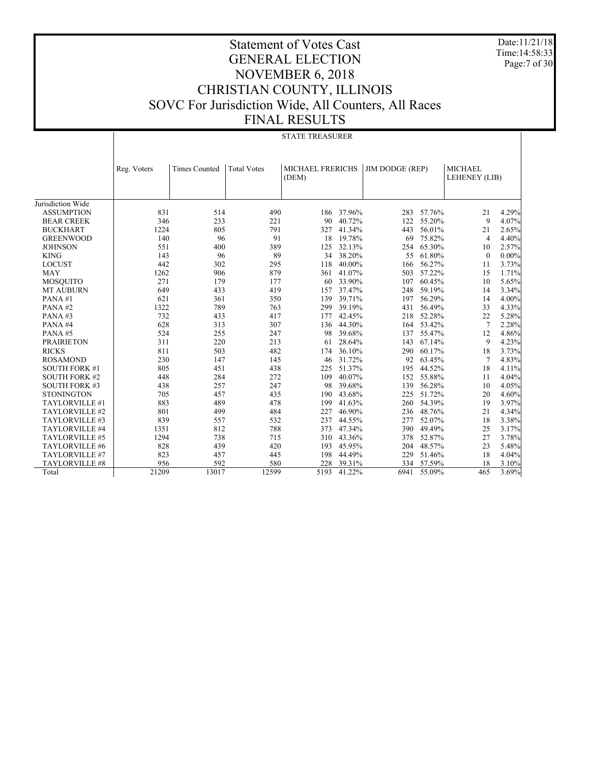# Statement of Votes Cast
# GENERAL ELECTION
# NOVEMBER 6, 2018
# CHRISTIAN COUNTY, ILLINOIS
# SOVC For Jurisdiction Wide, All Counters, All Races
# FINAL RESULTS

Date:11/21/18
Time:14:58:33

## STATE TREASURER

| | Reg. Voters | Times Counted | Total Votes | MICHAEL FRERICHS (DEM) | | JIM DODGE (REP) | | MICHAEL LEHENEY (LIB) | |
|---|---|---|---|---|---|---|---|---|---|
| Jurisdiction Wide | | | | | | | | | |
| ASSUMPTION | 831 | 514 | 490 | 186 | 37.96% | 283 | 57.76% | 21 | 4.29% |
| BEAR CREEK | 346 | 233 | 221 | 90 | 40.72% | 122 | 55.20% | 9 | 4.07% |
| BUCKHART | 1224 | 805 | 791 | 327 | 41.34% | 443 | 56.01% | 21 | 2.65% |
| GREENWOOD | 140 | 96 | 91 | 18 | 19.78% | 69 | 75.82% | 4 | 4.40% |
| JOHNSON | 551 | 400 | 389 | 125 | 32.13% | 254 | 65.30% | 10 | 2.57% |
| KING | 143 | 96 | 89 | 34 | 38.20% | 55 | 61.80% | 0 | 0.00% |
| LOCUST | 442 | 302 | 295 | 118 | 40.00% | 166 | 56.27% | 11 | 3.73% |
| MAY | 1262 | 906 | 879 | 361 | 41.07% | 503 | 57.22% | 15 | 1.71% |
| MOSQUITO | 271 | 179 | 177 | 60 | 33.90% | 107 | 60.45% | 10 | 5.65% |
| MT AUBURN | 649 | 433 | 419 | 157 | 37.47% | 248 | 59.19% | 14 | 3.34% |
| PANA #1 | 621 | 361 | 350 | 139 | 39.71% | 197 | 56.29% | 14 | 4.00% |
| PANA #2 | 1322 | 789 | 763 | 299 | 39.19% | 431 | 56.49% | 33 | 4.33% |
| PANA #3 | 732 | 433 | 417 | 177 | 42.45% | 218 | 52.28% | 22 | 5.28% |
| PANA #4 | 628 | 313 | 307 | 136 | 44.30% | 164 | 53.42% | 7 | 2.28% |
| PANA #5 | 524 | 255 | 247 | 98 | 39.68% | 137 | 55.47% | 12 | 4.86% |
| PRAIRIETON | 311 | 220 | 213 | 61 | 28.64% | 143 | 67.14% | 9 | 4.23% |
| RICKS | 811 | 503 | 482 | 174 | 36.10% | 290 | 60.17% | 18 | 3.73% |
| ROSAMOND | 230 | 147 | 145 | 46 | 31.72% | 92 | 63.45% | 7 | 4.83% |
| SOUTH FORK #1 | 805 | 451 | 438 | 225 | 51.37% | 195 | 44.52% | 18 | 4.11% |
| SOUTH FORK #2 | 448 | 284 | 272 | 109 | 40.07% | 152 | 55.88% | 11 | 4.04% |
| SOUTH FORK #3 | 438 | 257 | 247 | 98 | 39.68% | 139 | 56.28% | 10 | 4.05% |
| STONINGTON | 705 | 457 | 435 | 190 | 43.68% | 225 | 51.72% | 20 | 4.60% |
| TAYLORVILLE #1 | 883 | 489 | 478 | 199 | 41.63% | 260 | 54.39% | 19 | 3.97% |
| TAYLORVILLE #2 | 801 | 499 | 484 | 227 | 46.90% | 236 | 48.76% | 21 | 4.34% |
| TAYLORVILLE #3 | 839 | 557 | 532 | 237 | 44.55% | 277 | 52.07% | 18 | 3.38% |
| TAYLORVILLE #4 | 1351 | 812 | 788 | 373 | 47.34% | 390 | 49.49% | 25 | 3.17% |
| TAYLORVILLE #5 | 1294 | 738 | 715 | 310 | 43.36% | 378 | 52.87% | 27 | 3.78% |
| TAYLORVILLE #6 | 828 | 439 | 420 | 193 | 45.95% | 204 | 48.57% | 23 | 5.48% |
| TAYLORVILLE #7 | 823 | 457 | 445 | 198 | 44.49% | 229 | 51.46% | 18 | 4.04% |
| TAYLORVILLE #8 | 956 | 592 | 580 | 228 | 39.31% | 334 | 57.59% | 18 | 3.10% |
| Total | 21209 | 13017 | 12599 | 5193 | 41.22% | 6941 | 55.09% | 465 | 3.69% |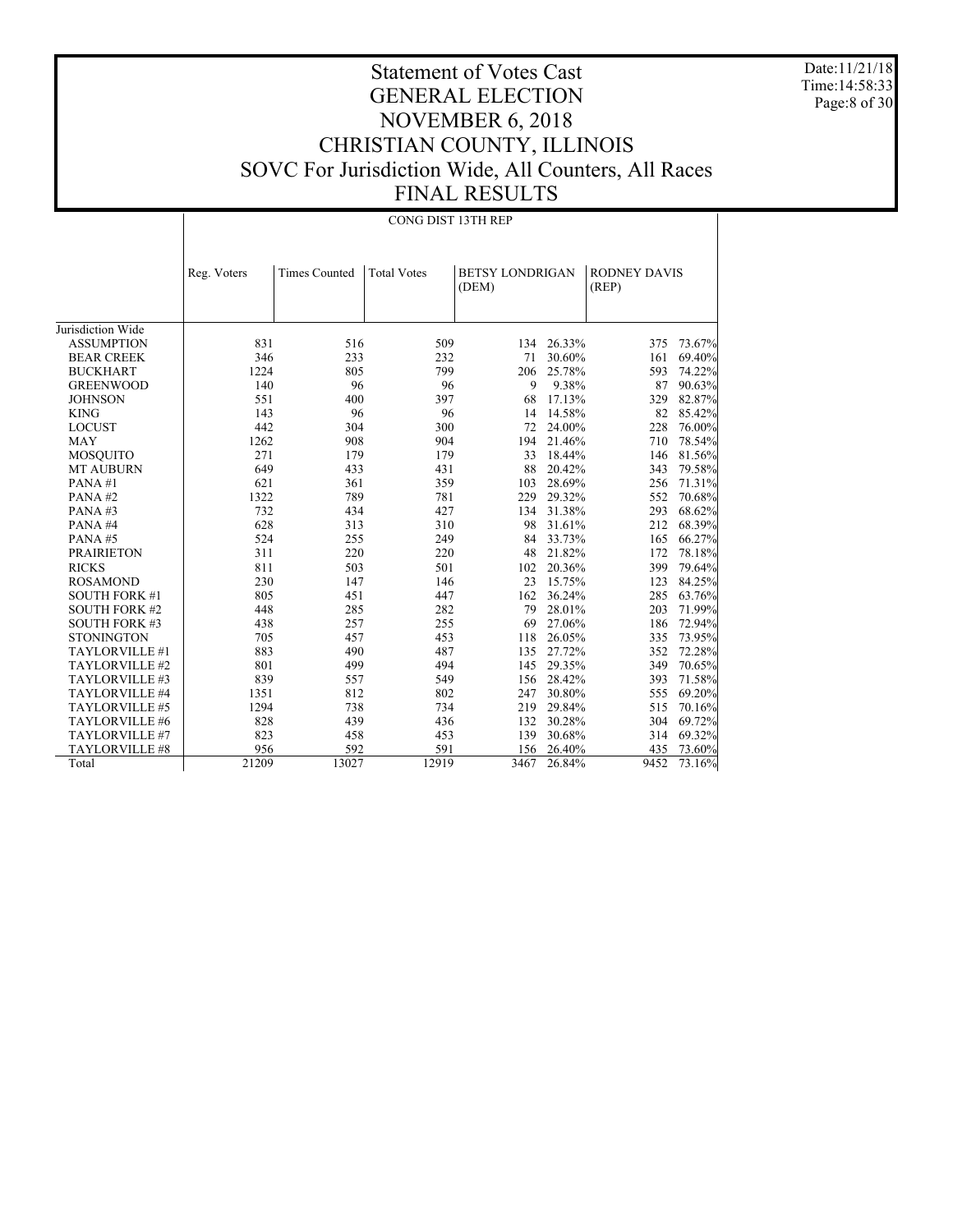# Statement of Votes Cast
# GENERAL ELECTION
# NOVEMBER 6, 2018
# CHRISTIAN COUNTY, ILLINOIS
# SOVC For Jurisdiction Wide, All Counters, All Races
# FINAL RESULTS

Date:11/21/18
Time:14:58:33

CONG DIST 13TH REP

| | Reg. Voters | Times Counted | Total Votes | BETSY LONDRIGAN (DEM) | | RODNEY DAVIS (REP) | |
|---|---|---|---|---|---|---|---|
| Jurisdiction Wide | | | | | | | |
| ASSUMPTION | 831 | 516 | 509 | 134 | 26.33% | 375 | 73.67% |
| BEAR CREEK | 346 | 233 | 232 | 71 | 30.60% | 161 | 69.40% |
| BUCKHART | 1224 | 805 | 799 | 206 | 25.78% | 593 | 74.22% |
| GREENWOOD | 140 | 96 | 96 | 9 | 9.38% | 87 | 90.63% |
| JOHNSON | 551 | 400 | 397 | 68 | 17.13% | 329 | 82.87% |
| KING | 143 | 96 | 96 | 14 | 14.58% | 82 | 85.42% |
| LOCUST | 442 | 304 | 300 | 72 | 24.00% | 228 | 76.00% |
| MAY | 1262 | 908 | 904 | 194 | 21.46% | 710 | 78.54% |
| MOSQUITO | 271 | 179 | 179 | 33 | 18.44% | 146 | 81.56% |
| MT AUBURN | 649 | 433 | 431 | 88 | 20.42% | 343 | 79.58% |
| PANA #1 | 621 | 361 | 359 | 103 | 28.69% | 256 | 71.31% |
| PANA #2 | 1322 | 789 | 781 | 229 | 29.32% | 552 | 70.68% |
| PANA #3 | 732 | 434 | 427 | 134 | 31.38% | 293 | 68.62% |
| PANA #4 | 628 | 313 | 310 | 98 | 31.61% | 212 | 68.39% |
| PANA #5 | 524 | 255 | 249 | 84 | 33.73% | 165 | 66.27% |
| PRAIRIETON | 311 | 220 | 220 | 48 | 21.82% | 172 | 78.18% |
| RICKS | 811 | 503 | 501 | 102 | 20.36% | 399 | 79.64% |
| ROSAMOND | 230 | 147 | 146 | 23 | 15.75% | 123 | 84.25% |
| SOUTH FORK #1 | 805 | 451 | 447 | 162 | 36.24% | 285 | 63.76% |
| SOUTH FORK #2 | 448 | 285 | 282 | 79 | 28.01% | 203 | 71.99% |
| SOUTH FORK #3 | 438 | 257 | 255 | 69 | 27.06% | 186 | 72.94% |
| STONINGTON | 705 | 457 | 453 | 118 | 26.05% | 335 | 73.95% |
| TAYLORVILLE #1 | 883 | 490 | 487 | 135 | 27.72% | 352 | 72.28% |
| TAYLORVILLE #2 | 801 | 499 | 494 | 145 | 29.35% | 349 | 70.65% |
| TAYLORVILLE #3 | 839 | 557 | 549 | 156 | 28.42% | 393 | 71.58% |
| TAYLORVILLE #4 | 1351 | 812 | 802 | 247 | 30.80% | 555 | 69.20% |
| TAYLORVILLE #5 | 1294 | 738 | 734 | 219 | 29.84% | 515 | 70.16% |
| TAYLORVILLE #6 | 828 | 439 | 436 | 132 | 30.28% | 304 | 69.72% |
| TAYLORVILLE #7 | 823 | 458 | 453 | 139 | 30.68% | 314 | 69.32% |
| TAYLORVILLE #8 | 956 | 592 | 591 | 156 | 26.40% | 435 | 73.60% |
| Total | 21209 | 13027 | 12919 | 3467 | 26.84% | 9452 | 73.16% |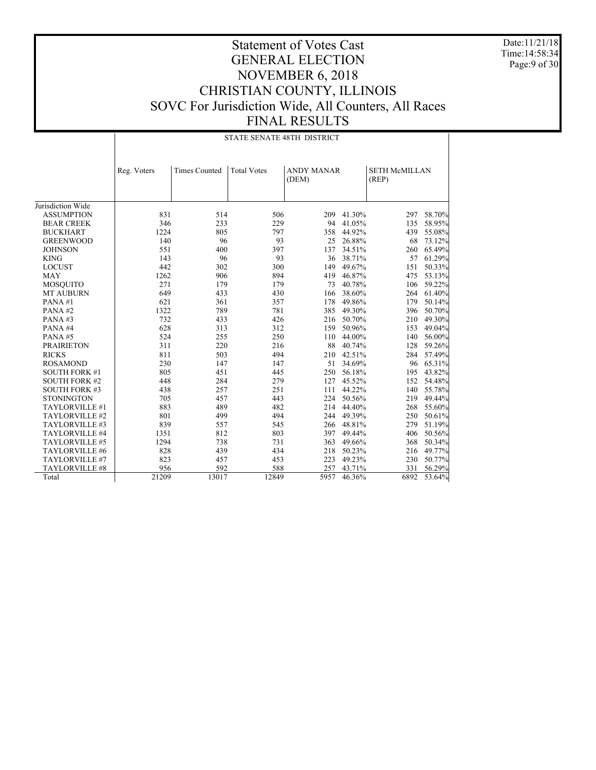# Statement of Votes Cast
# GENERAL ELECTION
# NOVEMBER 6, 2018
# CHRISTIAN COUNTY, ILLINOIS
# SOVC For Jurisdiction Wide, All Counters, All Races
# FINAL RESULTS

Date:11/21/18
Time:14:58:34

STATE SENATE 48TH DISTRICT

| | Reg. Voters | Times Counted | Total Votes | ANDY MANAR (DEM) | | SETH McMILLAN (REP) | |
|---|---|---|---|---|---|---|---|
| Jurisdiction Wide | | | | | | | |
| ASSUMPTION | 831 | 514 | 506 | 209 | 41.30% | 297 | 58.70% |
| BEAR CREEK | 346 | 233 | 229 | 94 | 41.05% | 135 | 58.95% |
| BUCKHART | 1224 | 805 | 797 | 358 | 44.92% | 439 | 55.08% |
| GREENWOOD | 140 | 96 | 93 | 25 | 26.88% | 68 | 73.12% |
| JOHNSON | 551 | 400 | 397 | 137 | 34.51% | 260 | 65.49% |
| KING | 143 | 96 | 93 | 36 | 38.71% | 57 | 61.29% |
| LOCUST | 442 | 302 | 300 | 149 | 49.67% | 151 | 50.33% |
| MAY | 1262 | 906 | 894 | 419 | 46.87% | 475 | 53.13% |
| MOSQUITO | 271 | 179 | 179 | 73 | 40.78% | 106 | 59.22% |
| MT AUBURN | 649 | 433 | 430 | 166 | 38.60% | 264 | 61.40% |
| PANA #1 | 621 | 361 | 357 | 178 | 49.86% | 179 | 50.14% |
| PANA #2 | 1322 | 789 | 781 | 385 | 49.30% | 396 | 50.70% |
| PANA #3 | 732 | 433 | 426 | 216 | 50.70% | 210 | 49.30% |
| PANA #4 | 628 | 313 | 312 | 159 | 50.96% | 153 | 49.04% |
| PANA #5 | 524 | 255 | 250 | 110 | 44.00% | 140 | 56.00% |
| PRAIRIETON | 311 | 220 | 216 | 88 | 40.74% | 128 | 59.26% |
| RICKS | 811 | 503 | 494 | 210 | 42.51% | 284 | 57.49% |
| ROSAMOND | 230 | 147 | 147 | 51 | 34.69% | 96 | 65.31% |
| SOUTH FORK #1 | 805 | 451 | 445 | 250 | 56.18% | 195 | 43.82% |
| SOUTH FORK #2 | 448 | 284 | 279 | 127 | 45.52% | 152 | 54.48% |
| SOUTH FORK #3 | 438 | 257 | 251 | 111 | 44.22% | 140 | 55.78% |
| STONINGTON | 705 | 457 | 443 | 224 | 50.56% | 219 | 49.44% |
| TAYLORVILLE #1 | 883 | 489 | 482 | 214 | 44.40% | 268 | 55.60% |
| TAYLORVILLE #2 | 801 | 499 | 494 | 244 | 49.39% | 250 | 50.61% |
| TAYLORVILLE #3 | 839 | 557 | 545 | 266 | 48.81% | 279 | 51.19% |
| TAYLORVILLE #4 | 1351 | 812 | 803 | 397 | 49.44% | 406 | 50.56% |
| TAYLORVILLE #5 | 1294 | 738 | 731 | 363 | 49.66% | 368 | 50.34% |
| TAYLORVILLE #6 | 828 | 439 | 434 | 218 | 50.23% | 216 | 49.77% |
| TAYLORVILLE #7 | 823 | 457 | 453 | 223 | 49.23% | 230 | 50.77% |
| TAYLORVILLE #8 | 956 | 592 | 588 | 257 | 43.71% | 331 | 56.29% |
| Total | 21209 | 13017 | 12849 | 5957 | 46.36% | 6892 | 53.64% |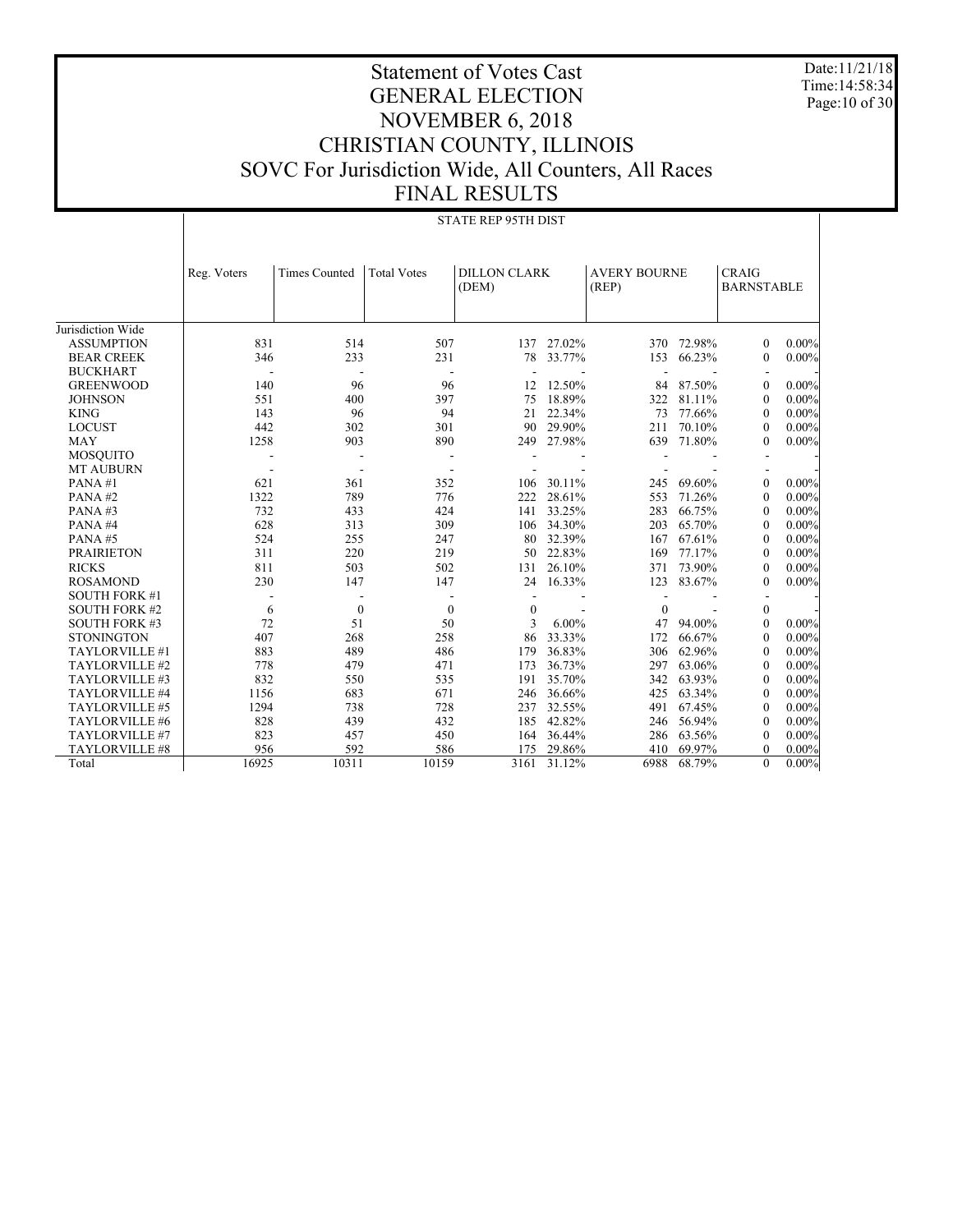# Statement of Votes Cast
## GENERAL ELECTION
## NOVEMBER 6, 2018
## CHRISTIAN COUNTY, ILLINOIS
## SOVC For Jurisdiction Wide, All Counters, All Races
## FINAL RESULTS

Date:11/21/18
Time:14:58:34

STATE REP 95TH DIST

| | Reg. Voters | Times Counted | Total Votes | DILLON CLARK (DEM) | | AVERY BOURNE (REP) | | CRAIG BARNSTABLE | |
|---|---|---|---|---|---|---|---|---|---|
| Jurisdiction Wide | | | | | | | | | |
| ASSUMPTION | 831 | 514 | 507 | 137 | 27.02% | 370 | 72.98% | 0 | 0.00% |
| BEAR CREEK | 346 | 233 | 231 | 78 | 33.77% | 153 | 66.23% | 0 | 0.00% |
| BUCKHART | - | - | - | - | - | - | - | - | - |
| GREENWOOD | 140 | 96 | 96 | 12 | 12.50% | 84 | 87.50% | 0 | 0.00% |
| JOHNSON | 551 | 400 | 397 | 75 | 18.89% | 322 | 81.11% | 0 | 0.00% |
| KING | 143 | 96 | 94 | 21 | 22.34% | 73 | 77.66% | 0 | 0.00% |
| LOCUST | 442 | 302 | 301 | 90 | 29.90% | 211 | 70.10% | 0 | 0.00% |
| MAY | 1258 | 903 | 890 | 249 | 27.98% | 639 | 71.80% | 0 | 0.00% |
| MOSQUITO | - | - | - | - | - | - | - | - | - |
| MT AUBURN | - | - | - | - | - | - | - | - | - |
| PANA #1 | 621 | 361 | 352 | 106 | 30.11% | 245 | 69.60% | 0 | 0.00% |
| PANA #2 | 1322 | 789 | 776 | 222 | 28.61% | 553 | 71.26% | 0 | 0.00% |
| PANA #3 | 732 | 433 | 424 | 141 | 33.25% | 283 | 66.75% | 0 | 0.00% |
| PANA #4 | 628 | 313 | 309 | 106 | 34.30% | 203 | 65.70% | 0 | 0.00% |
| PANA #5 | 524 | 255 | 247 | 80 | 32.39% | 167 | 67.61% | 0 | 0.00% |
| PRAIRIETON | 311 | 220 | 219 | 50 | 22.83% | 169 | 77.17% | 0 | 0.00% |
| RICKS | 811 | 503 | 502 | 131 | 26.10% | 371 | 73.90% | 0 | 0.00% |
| ROSAMOND | 230 | 147 | 147 | 24 | 16.33% | 123 | 83.67% | 0 | 0.00% |
| SOUTH FORK #1 | - | - | - | - | - | - | - | - | - |
| SOUTH FORK #2 | 6 | 0 | 0 | 0 | - | 0 | - | 0 | - |
| SOUTH FORK #3 | 72 | 51 | 50 | 3 | 6.00% | 47 | 94.00% | 0 | 0.00% |
| STONINGTON | 407 | 268 | 258 | 86 | 33.33% | 172 | 66.67% | 0 | 0.00% |
| TAYLORVILLE #1 | 883 | 489 | 486 | 179 | 36.83% | 306 | 62.96% | 0 | 0.00% |
| TAYLORVILLE #2 | 778 | 479 | 471 | 173 | 36.73% | 297 | 63.06% | 0 | 0.00% |
| TAYLORVILLE #3 | 832 | 550 | 535 | 191 | 35.70% | 342 | 63.93% | 0 | 0.00% |
| TAYLORVILLE #4 | 1156 | 683 | 671 | 246 | 36.66% | 425 | 63.34% | 0 | 0.00% |
| TAYLORVILLE #5 | 1294 | 738 | 728 | 237 | 32.55% | 491 | 67.45% | 0 | 0.00% |
| TAYLORVILLE #6 | 828 | 439 | 432 | 185 | 42.82% | 246 | 56.94% | 0 | 0.00% |
| TAYLORVILLE #7 | 823 | 457 | 450 | 164 | 36.44% | 286 | 63.56% | 0 | 0.00% |
| TAYLORVILLE #8 | 956 | 592 | 586 | 175 | 29.86% | 410 | 69.97% | 0 | 0.00% |
| Total | 16925 | 10311 | 10159 | 3161 | 31.12% | 6988 | 68.79% | 0 | 0.00% |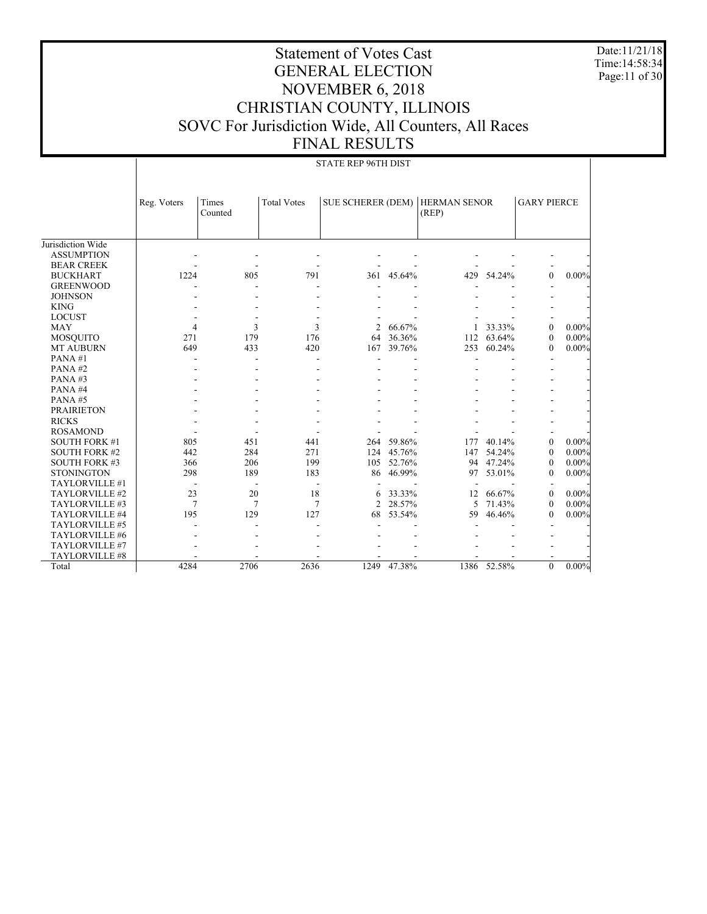# Statement of Votes Cast
# GENERAL ELECTION
# NOVEMBER 6, 2018
# CHRISTIAN COUNTY, ILLINOIS
# SOVC For Jurisdiction Wide, All Counters, All Races
# FINAL RESULTS

Date:11/21/18
Time:14:58:34

STATE REP 96TH DIST

| | Reg. Voters | Times Counted | Total Votes | SUE SCHERER (DEM) | | HERMAN SENOR (REP) | | GARY PIERCE | |
|---|---|---|---|---|---|---|---|---|---|
| Jurisdiction Wide | | | | | | | | | |
| ASSUMPTION | - | - | - | - | - | - | - | - | - |
| BEAR CREEK | - | - | - | - | - | - | - | - | - |
| BUCKHART | 1224 | 805 | 791 | 361 | 45.64% | 429 | 54.24% | 0 | 0.00% |
| GREENWOOD | - | - | - | - | - | - | - | - | - |
| JOHNSON | - | - | - | - | - | - | - | - | - |
| KING | - | - | - | - | - | - | - | - | - |
| LOCUST | - | - | - | - | - | - | - | - | - |
| MAY | 4 | 3 | 3 | 2 | 66.67% | 1 | 33.33% | 0 | 0.00% |
| MOSQUITO | 271 | 179 | 176 | 64 | 36.36% | 112 | 63.64% | 0 | 0.00% |
| MT AUBURN | 649 | 433 | 420 | 167 | 39.76% | 253 | 60.24% | 0 | 0.00% |
| PANA #1 | - | - | - | - | - | - | - | - | - |
| PANA #2 | - | - | - | - | - | - | - | - | - |
| PANA #3 | - | - | - | - | - | - | - | - | - |
| PANA #4 | - | - | - | - | - | - | - | - | - |
| PANA #5 | - | - | - | - | - | - | - | - | - |
| PRAIRIETON | - | - | - | - | - | - | - | - | - |
| RICKS | - | - | - | - | - | - | - | - | - |
| ROSAMOND | - | - | - | - | - | - | - | - | - |
| SOUTH FORK #1 | 805 | 451 | 441 | 264 | 59.86% | 177 | 40.14% | 0 | 0.00% |
| SOUTH FORK #2 | 442 | 284 | 271 | 124 | 45.76% | 147 | 54.24% | 0 | 0.00% |
| SOUTH FORK #3 | 366 | 206 | 199 | 105 | 52.76% | 94 | 47.24% | 0 | 0.00% |
| STONINGTON | 298 | 189 | 183 | 86 | 46.99% | 97 | 53.01% | 0 | 0.00% |
| TAYLORVILLE #1 | - | - | - | - | - | - | - | - | - |
| TAYLORVILLE #2 | 23 | 20 | 18 | 6 | 33.33% | 12 | 66.67% | 0 | 0.00% |
| TAYLORVILLE #3 | 7 | 7 | 7 | 2 | 28.57% | 5 | 71.43% | 0 | 0.00% |
| TAYLORVILLE #4 | 195 | 129 | 127 | 68 | 53.54% | 59 | 46.46% | 0 | 0.00% |
| TAYLORVILLE #5 | - | - | - | - | - | - | - | - | - |
| TAYLORVILLE #6 | - | - | - | - | - | - | - | - | - |
| TAYLORVILLE #7 | - | - | - | - | - | - | - | - | - |
| TAYLORVILLE #8 | - | - | - | - | - | - | - | - | - |
| Total | 4284 | 2706 | 2636 | 1249 | 47.38% | 1386 | 52.58% | 0 | 0.00% |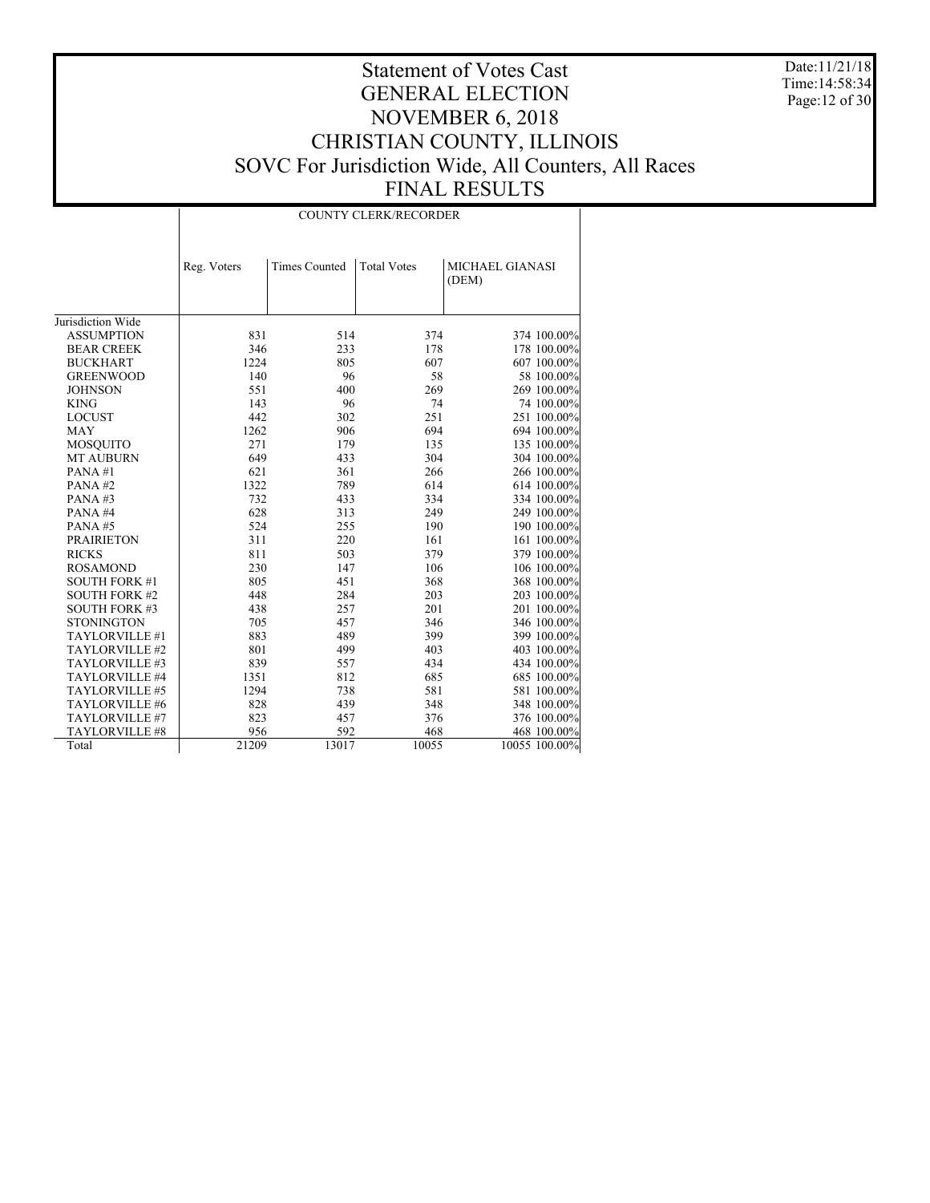# Statement of Votes Cast
# GENERAL ELECTION
# NOVEMBER 6, 2018
# CHRISTIAN COUNTY, ILLINOIS
# SOVC For Jurisdiction Wide, All Counters, All Races
# FINAL RESULTS

Date:11/21/18
Time:14:58:34

| | COUNTY CLERK/RECORDER | | | | |
|---|---|---|---|---|---|
| | Reg. Voters | Times Counted | Total Votes | MICHAEL GIANASI (DEM) | |
| Jurisdiction Wide | | | | | |
| ASSUMPTION | 831 | 514 | 374 | 374 | 100.00% |
| BEAR CREEK | 346 | 233 | 178 | 178 | 100.00% |
| BUCKHART | 1224 | 805 | 607 | 607 | 100.00% |
| GREENWOOD | 140 | 96 | 58 | 58 | 100.00% |
| JOHNSON | 551 | 400 | 269 | 269 | 100.00% |
| KING | 143 | 96 | 74 | 74 | 100.00% |
| LOCUST | 442 | 302 | 251 | 251 | 100.00% |
| MAY | 1262 | 906 | 694 | 694 | 100.00% |
| MOSQUITO | 271 | 179 | 135 | 135 | 100.00% |
| MT AUBURN | 649 | 433 | 304 | 304 | 100.00% |
| PANA #1 | 621 | 361 | 266 | 266 | 100.00% |
| PANA #2 | 1322 | 789 | 614 | 614 | 100.00% |
| PANA #3 | 732 | 433 | 334 | 334 | 100.00% |
| PANA #4 | 628 | 313 | 249 | 249 | 100.00% |
| PANA #5 | 524 | 255 | 190 | 190 | 100.00% |
| PRAIRIETON | 311 | 220 | 161 | 161 | 100.00% |
| RICKS | 811 | 503 | 379 | 379 | 100.00% |
| ROSAMOND | 230 | 147 | 106 | 106 | 100.00% |
| SOUTH FORK #1 | 805 | 451 | 368 | 368 | 100.00% |
| SOUTH FORK #2 | 448 | 284 | 203 | 203 | 100.00% |
| SOUTH FORK #3 | 438 | 257 | 201 | 201 | 100.00% |
| STONINGTON | 705 | 457 | 346 | 346 | 100.00% |
| TAYLORVILLE #1 | 883 | 489 | 399 | 399 | 100.00% |
| TAYLORVILLE #2 | 801 | 499 | 403 | 403 | 100.00% |
| TAYLORVILLE #3 | 839 | 557 | 434 | 434 | 100.00% |
| TAYLORVILLE #4 | 1351 | 812 | 685 | 685 | 100.00% |
| TAYLORVILLE #5 | 1294 | 738 | 581 | 581 | 100.00% |
| TAYLORVILLE #6 | 828 | 439 | 348 | 348 | 100.00% |
| TAYLORVILLE #7 | 823 | 457 | 376 | 376 | 100.00% |
| TAYLORVILLE #8 | 956 | 592 | 468 | 468 | 100.00% |
| Total | 21209 | 13017 | 10055 | 10055 | 100.00% |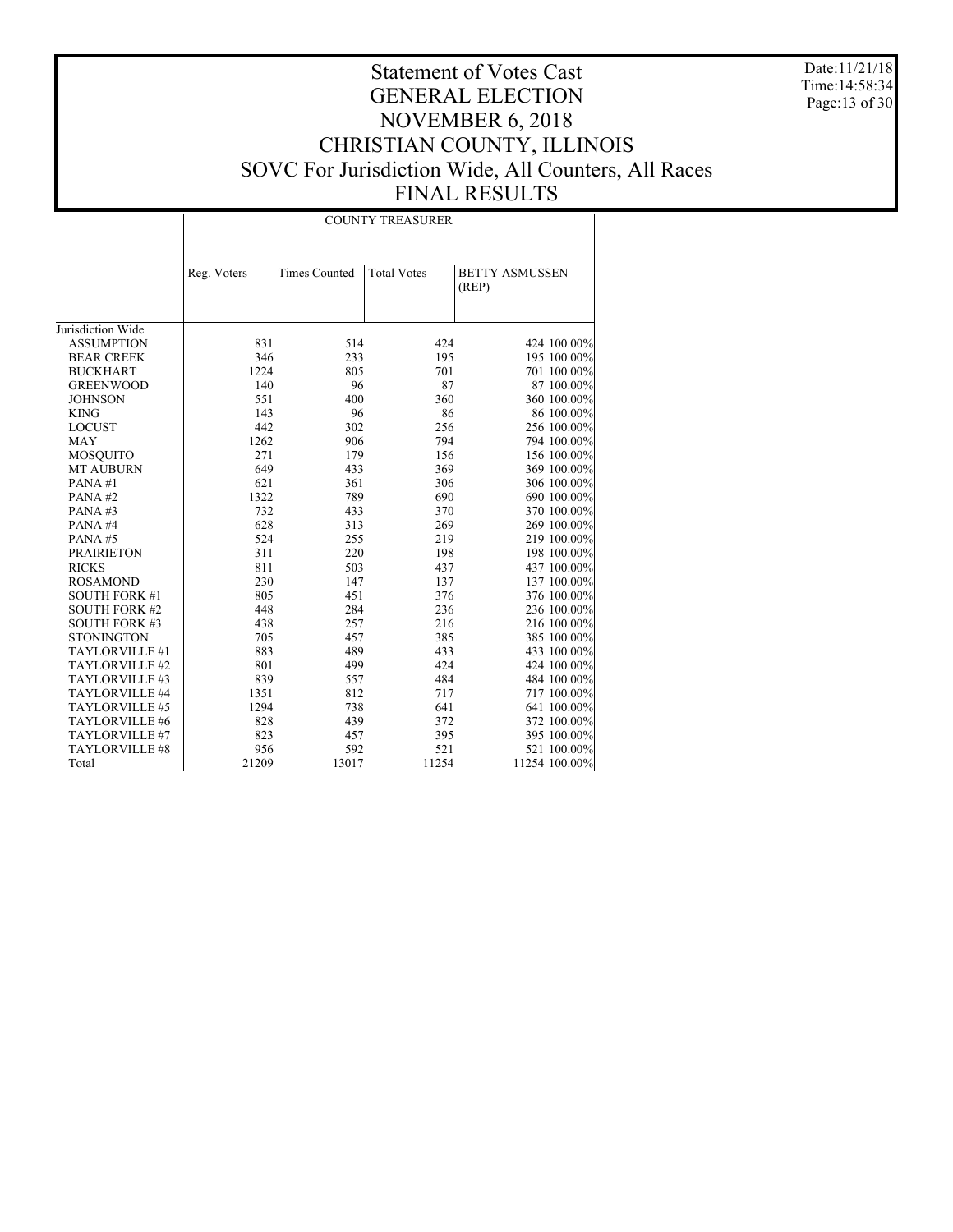# Statement of Votes Cast
## GENERAL ELECTION
## NOVEMBER 6, 2018
## CHRISTIAN COUNTY, ILLINOIS
## SOVC For Jurisdiction Wide, All Counters, All Races
## FINAL RESULTS

Date:11/21/18
Time:14:58:34

| | COUNTY TREASURER | | | | |
|---|---|---|---|---|---|
| | Reg. Voters | Times Counted | Total Votes | BETTY ASMUSSEN (REP) | |
| Jurisdiction Wide | | | | | |
| ASSUMPTION | 831 | 514 | 424 | 424 | 100.00% |
| BEAR CREEK | 346 | 233 | 195 | 195 | 100.00% |
| BUCKHART | 1224 | 805 | 701 | 701 | 100.00% |
| GREENWOOD | 140 | 96 | 87 | 87 | 100.00% |
| JOHNSON | 551 | 400 | 360 | 360 | 100.00% |
| KING | 143 | 96 | 86 | 86 | 100.00% |
| LOCUST | 442 | 302 | 256 | 256 | 100.00% |
| MAY | 1262 | 906 | 794 | 794 | 100.00% |
| MOSQUITO | 271 | 179 | 156 | 156 | 100.00% |
| MT AUBURN | 649 | 433 | 369 | 369 | 100.00% |
| PANA #1 | 621 | 361 | 306 | 306 | 100.00% |
| PANA #2 | 1322 | 789 | 690 | 690 | 100.00% |
| PANA #3 | 732 | 433 | 370 | 370 | 100.00% |
| PANA #4 | 628 | 313 | 269 | 269 | 100.00% |
| PANA #5 | 524 | 255 | 219 | 219 | 100.00% |
| PRAIRIETON | 311 | 220 | 198 | 198 | 100.00% |
| RICKS | 811 | 503 | 437 | 437 | 100.00% |
| ROSAMOND | 230 | 147 | 137 | 137 | 100.00% |
| SOUTH FORK #1 | 805 | 451 | 376 | 376 | 100.00% |
| SOUTH FORK #2 | 448 | 284 | 236 | 236 | 100.00% |
| SOUTH FORK #3 | 438 | 257 | 216 | 216 | 100.00% |
| STONINGTON | 705 | 457 | 385 | 385 | 100.00% |
| TAYLORVILLE #1 | 883 | 489 | 433 | 433 | 100.00% |
| TAYLORVILLE #2 | 801 | 499 | 424 | 424 | 100.00% |
| TAYLORVILLE #3 | 839 | 557 | 484 | 484 | 100.00% |
| TAYLORVILLE #4 | 1351 | 812 | 717 | 717 | 100.00% |
| TAYLORVILLE #5 | 1294 | 738 | 641 | 641 | 100.00% |
| TAYLORVILLE #6 | 828 | 439 | 372 | 372 | 100.00% |
| TAYLORVILLE #7 | 823 | 457 | 395 | 395 | 100.00% |
| TAYLORVILLE #8 | 956 | 592 | 521 | 521 | 100.00% |
| Total | 21209 | 13017 | 11254 | 11254 | 100.00% |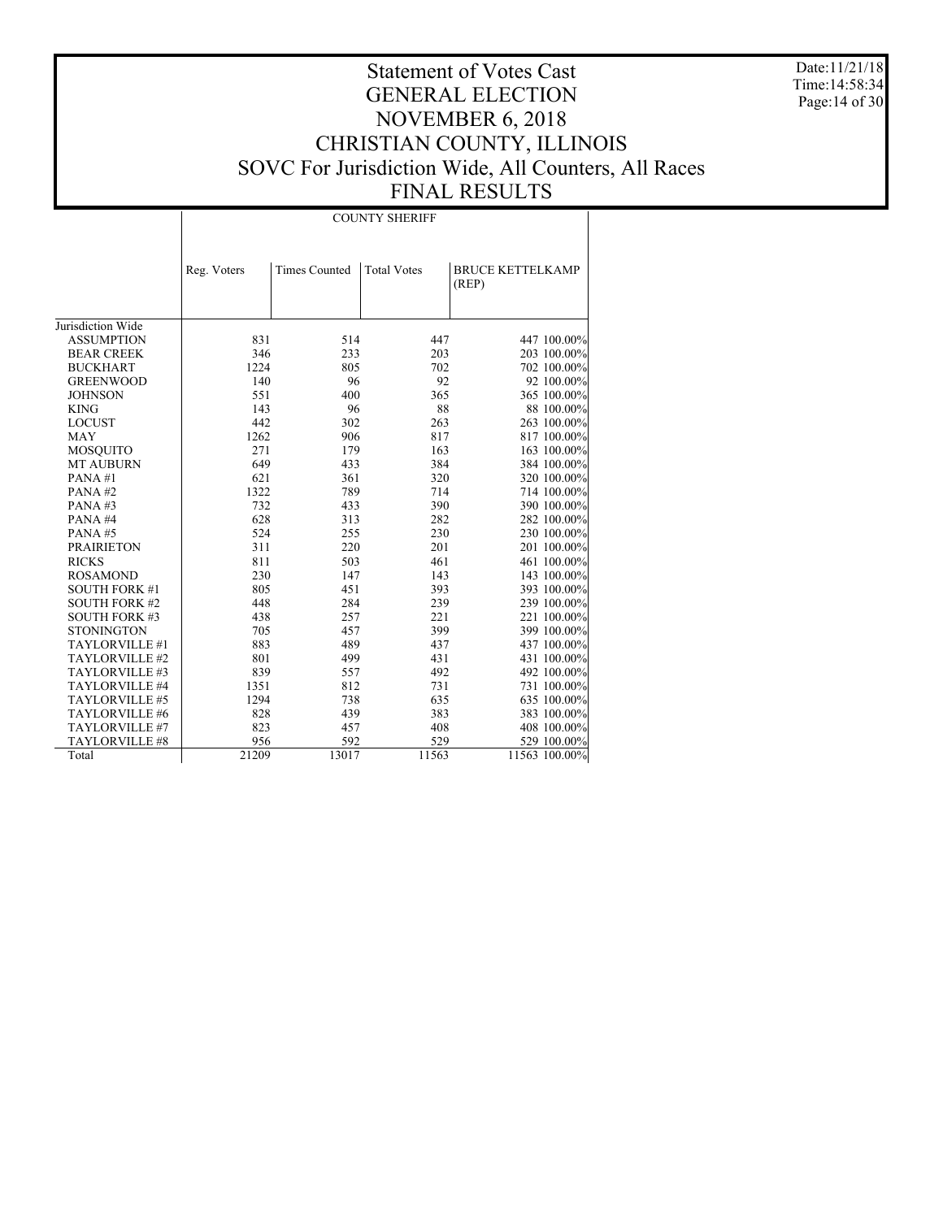# Statement of Votes Cast
# GENERAL ELECTION
# NOVEMBER 6, 2018
# CHRISTIAN COUNTY, ILLINOIS
# SOVC For Jurisdiction Wide, All Counters, All Races
# FINAL RESULTS

Date:11/21/18
Time:14:58:34

| | COUNTY SHERIFF | | | | |
|---|---|---|---|---|---|
| | Reg. Voters | Times Counted | Total Votes | BRUCE KETTELKAMP (REP) | |
| Jurisdiction Wide | | | | | |
| ASSUMPTION | 831 | 514 | 447 | 447 | 100.00% |
| BEAR CREEK | 346 | 233 | 203 | 203 | 100.00% |
| BUCKHART | 1224 | 805 | 702 | 702 | 100.00% |
| GREENWOOD | 140 | 96 | 92 | 92 | 100.00% |
| JOHNSON | 551 | 400 | 365 | 365 | 100.00% |
| KING | 143 | 96 | 88 | 88 | 100.00% |
| LOCUST | 442 | 302 | 263 | 263 | 100.00% |
| MAY | 1262 | 906 | 817 | 817 | 100.00% |
| MOSQUITO | 271 | 179 | 163 | 163 | 100.00% |
| MT AUBURN | 649 | 433 | 384 | 384 | 100.00% |
| PANA #1 | 621 | 361 | 320 | 320 | 100.00% |
| PANA #2 | 1322 | 789 | 714 | 714 | 100.00% |
| PANA #3 | 732 | 433 | 390 | 390 | 100.00% |
| PANA #4 | 628 | 313 | 282 | 282 | 100.00% |
| PANA #5 | 524 | 255 | 230 | 230 | 100.00% |
| PRAIRIETON | 311 | 220 | 201 | 201 | 100.00% |
| RICKS | 811 | 503 | 461 | 461 | 100.00% |
| ROSAMOND | 230 | 147 | 143 | 143 | 100.00% |
| SOUTH FORK #1 | 805 | 451 | 393 | 393 | 100.00% |
| SOUTH FORK #2 | 448 | 284 | 239 | 239 | 100.00% |
| SOUTH FORK #3 | 438 | 257 | 221 | 221 | 100.00% |
| STONINGTON | 705 | 457 | 399 | 399 | 100.00% |
| TAYLORVILLE #1 | 883 | 489 | 437 | 437 | 100.00% |
| TAYLORVILLE #2 | 801 | 499 | 431 | 431 | 100.00% |
| TAYLORVILLE #3 | 839 | 557 | 492 | 492 | 100.00% |
| TAYLORVILLE #4 | 1351 | 812 | 731 | 731 | 100.00% |
| TAYLORVILLE #5 | 1294 | 738 | 635 | 635 | 100.00% |
| TAYLORVILLE #6 | 828 | 439 | 383 | 383 | 100.00% |
| TAYLORVILLE #7 | 823 | 457 | 408 | 408 | 100.00% |
| TAYLORVILLE #8 | 956 | 592 | 529 | 529 | 100.00% |
| Total | 21209 | 13017 | 11563 | 11563 | 100.00% |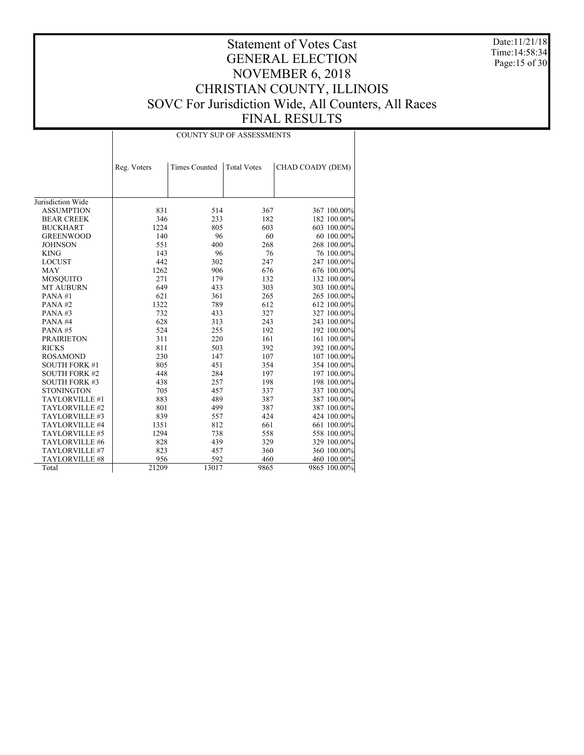# Statement of Votes Cast
# GENERAL ELECTION
# NOVEMBER 6, 2018
# CHRISTIAN COUNTY, ILLINOIS
# SOVC For Jurisdiction Wide, All Counters, All Races
# FINAL RESULTS

Date:11/21/18
Time:14:58:34

| | COUNTY SUP OF ASSESSMENTS | | | | |
|---|---|---|---|---|---|
| | Reg. Voters | Times Counted | Total Votes | CHAD COADY (DEM) | |
| Jurisdiction Wide | | | | | |
| ASSUMPTION | 831 | 514 | 367 | 367 | 100.00% |
| BEAR CREEK | 346 | 233 | 182 | 182 | 100.00% |
| BUCKHART | 1224 | 805 | 603 | 603 | 100.00% |
| GREENWOOD | 140 | 96 | 60 | 60 | 100.00% |
| JOHNSON | 551 | 400 | 268 | 268 | 100.00% |
| KING | 143 | 96 | 76 | 76 | 100.00% |
| LOCUST | 442 | 302 | 247 | 247 | 100.00% |
| MAY | 1262 | 906 | 676 | 676 | 100.00% |
| MOSQUITO | 271 | 179 | 132 | 132 | 100.00% |
| MT AUBURN | 649 | 433 | 303 | 303 | 100.00% |
| PANA #1 | 621 | 361 | 265 | 265 | 100.00% |
| PANA #2 | 1322 | 789 | 612 | 612 | 100.00% |
| PANA #3 | 732 | 433 | 327 | 327 | 100.00% |
| PANA #4 | 628 | 313 | 243 | 243 | 100.00% |
| PANA #5 | 524 | 255 | 192 | 192 | 100.00% |
| PRAIRIETON | 311 | 220 | 161 | 161 | 100.00% |
| RICKS | 811 | 503 | 392 | 392 | 100.00% |
| ROSAMOND | 230 | 147 | 107 | 107 | 100.00% |
| SOUTH FORK #1 | 805 | 451 | 354 | 354 | 100.00% |
| SOUTH FORK #2 | 448 | 284 | 197 | 197 | 100.00% |
| SOUTH FORK #3 | 438 | 257 | 198 | 198 | 100.00% |
| STONINGTON | 705 | 457 | 337 | 337 | 100.00% |
| TAYLORVILLE #1 | 883 | 489 | 387 | 387 | 100.00% |
| TAYLORVILLE #2 | 801 | 499 | 387 | 387 | 100.00% |
| TAYLORVILLE #3 | 839 | 557 | 424 | 424 | 100.00% |
| TAYLORVILLE #4 | 1351 | 812 | 661 | 661 | 100.00% |
| TAYLORVILLE #5 | 1294 | 738 | 558 | 558 | 100.00% |
| TAYLORVILLE #6 | 828 | 439 | 329 | 329 | 100.00% |
| TAYLORVILLE #7 | 823 | 457 | 360 | 360 | 100.00% |
| TAYLORVILLE #8 | 956 | 592 | 460 | 460 | 100.00% |
| Total | 21209 | 13017 | 9865 | 9865 | 100.00% |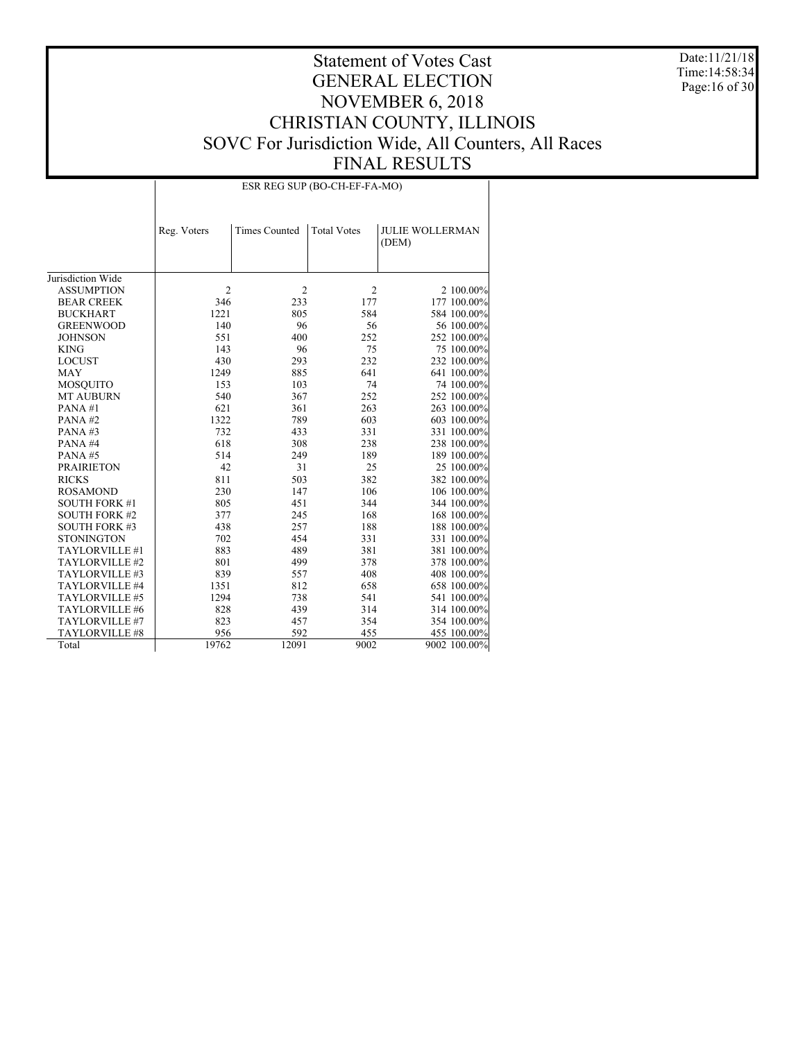# Statement of Votes Cast
# GENERAL ELECTION
# NOVEMBER 6, 2018
# CHRISTIAN COUNTY, ILLINOIS
# SOVC For Jurisdiction Wide, All Counters, All Races
# FINAL RESULTS

Date:11/21/18
Time:14:58:34

| | ESR REG SUP (BO-CH-EF-FA-MO) | | | | |
|---|---|---|---|---|---|
| | Reg. Voters | Times Counted | Total Votes | JULIE WOLLERMAN (DEM) | |
| Jurisdiction Wide | | | | | |
| ASSUMPTION | 2 | 2 | 2 | 2 | 100.00% |
| BEAR CREEK | 346 | 233 | 177 | 177 | 100.00% |
| BUCKHART | 1221 | 805 | 584 | 584 | 100.00% |
| GREENWOOD | 140 | 96 | 56 | 56 | 100.00% |
| JOHNSON | 551 | 400 | 252 | 252 | 100.00% |
| KING | 143 | 96 | 75 | 75 | 100.00% |
| LOCUST | 430 | 293 | 232 | 232 | 100.00% |
| MAY | 1249 | 885 | 641 | 641 | 100.00% |
| MOSQUITO | 153 | 103 | 74 | 74 | 100.00% |
| MT AUBURN | 540 | 367 | 252 | 252 | 100.00% |
| PANA #1 | 621 | 361 | 263 | 263 | 100.00% |
| PANA #2 | 1322 | 789 | 603 | 603 | 100.00% |
| PANA #3 | 732 | 433 | 331 | 331 | 100.00% |
| PANA #4 | 618 | 308 | 238 | 238 | 100.00% |
| PANA #5 | 514 | 249 | 189 | 189 | 100.00% |
| PRAIRIETON | 42 | 31 | 25 | 25 | 100.00% |
| RICKS | 811 | 503 | 382 | 382 | 100.00% |
| ROSAMOND | 230 | 147 | 106 | 106 | 100.00% |
| SOUTH FORK #1 | 805 | 451 | 344 | 344 | 100.00% |
| SOUTH FORK #2 | 377 | 245 | 168 | 168 | 100.00% |
| SOUTH FORK #3 | 438 | 257 | 188 | 188 | 100.00% |
| STONINGTON | 702 | 454 | 331 | 331 | 100.00% |
| TAYLORVILLE #1 | 883 | 489 | 381 | 381 | 100.00% |
| TAYLORVILLE #2 | 801 | 499 | 378 | 378 | 100.00% |
| TAYLORVILLE #3 | 839 | 557 | 408 | 408 | 100.00% |
| TAYLORVILLE #4 | 1351 | 812 | 658 | 658 | 100.00% |
| TAYLORVILLE #5 | 1294 | 738 | 541 | 541 | 100.00% |
| TAYLORVILLE #6 | 828 | 439 | 314 | 314 | 100.00% |
| TAYLORVILLE #7 | 823 | 457 | 354 | 354 | 100.00% |
| TAYLORVILLE #8 | 956 | 592 | 455 | 455 | 100.00% |
| Total | 19762 | 12091 | 9002 | 9002 | 100.00% |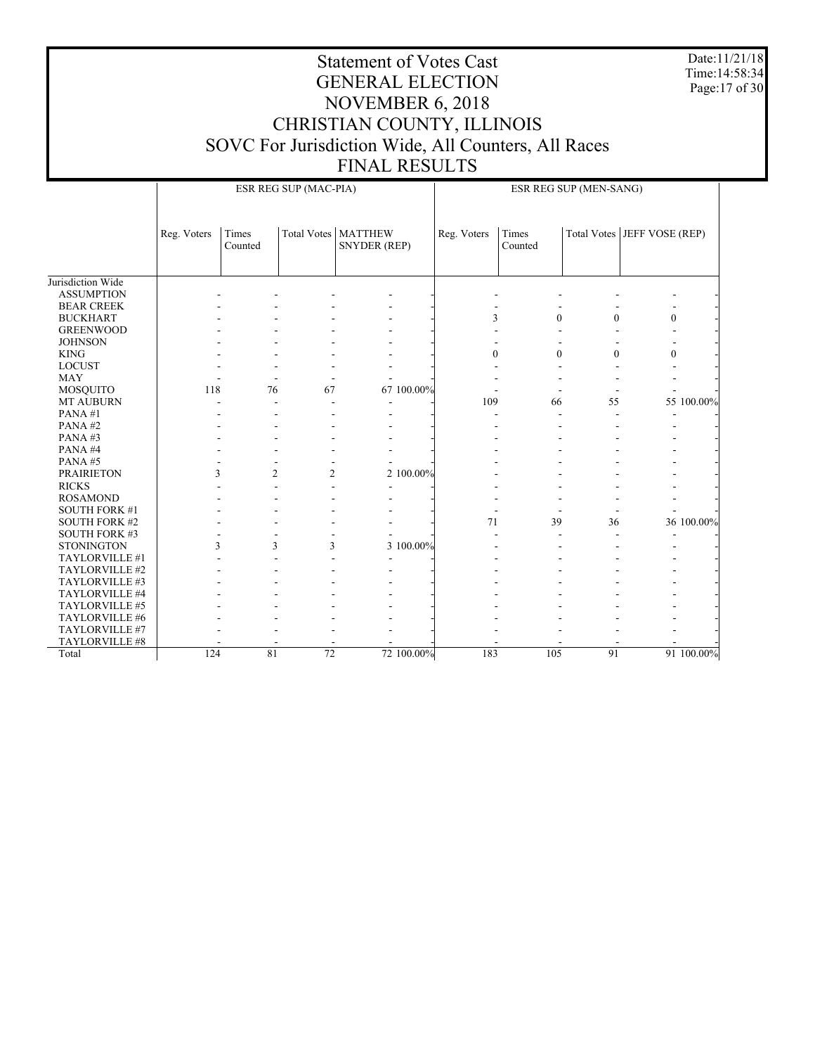# Statement of Votes Cast
# GENERAL ELECTION
# NOVEMBER 6, 2018
# CHRISTIAN COUNTY, ILLINOIS
# SOVC For Jurisdiction Wide, All Counters, All Races
# FINAL RESULTS

Date:11/21/18
Time:14:58:34

| | ESR REG SUP (MAC-PIA) | | | | | ESR REG SUP (MEN-SANG) | | | | |
|---|---|---|---|---|---|---|---|---|---|---|
| | Reg. Voters | Times Counted | Total Votes | MATTHEW SNYDER (REP) | | Reg. Voters | Times Counted | Total Votes | JEFF VOSE (REP) | |
| Jurisdiction Wide | | | | | | | | | | |
| ASSUMPTION | - | - | - | - | - | - | - | - | - | - |
| BEAR CREEK | - | - | - | - | - | - | - | - | - | - |
| BUCKHART | - | - | - | - | - | 3 | 0 | 0 | 0 | - |
| GREENWOOD | - | - | - | - | - | - | - | - | - | - |
| JOHNSON | - | - | - | - | - | - | - | - | - | - |
| KING | - | - | - | - | - | 0 | 0 | 0 | 0 | - |
| LOCUST | - | - | - | - | - | - | - | - | - | - |
| MAY | - | - | - | - | - | - | - | - | - | - |
| MOSQUITO | 118 | 76 | 67 | 67 | 100.00% | - | - | - | - | - |
| MT AUBURN | - | - | - | - | - | 109 | 66 | 55 | 55 | 100.00% |
| PANA #1 | - | - | - | - | - | - | - | - | - | - |
| PANA #2 | - | - | - | - | - | - | - | - | - | - |
| PANA #3 | - | - | - | - | - | - | - | - | - | - |
| PANA #4 | - | - | - | - | - | - | - | - | - | - |
| PANA #5 | - | - | - | - | - | - | - | - | - | - |
| PRAIRIETON | 3 | 2 | 2 | 2 | 100.00% | - | - | - | - | - |
| RICKS | - | - | - | - | - | - | - | - | - | - |
| ROSAMOND | - | - | - | - | - | - | - | - | - | - |
| SOUTH FORK #1 | - | - | - | - | - | - | - | - | - | - |
| SOUTH FORK #2 | - | - | - | - | - | 71 | 39 | 36 | 36 | 100.00% |
| SOUTH FORK #3 | - | - | - | - | - | - | - | - | - | - |
| STONINGTON | 3 | 3 | 3 | 3 | 100.00% | - | - | - | - | - |
| TAYLORVILLE #1 | - | - | - | - | - | - | - | - | - | - |
| TAYLORVILLE #2 | - | - | - | - | - | - | - | - | - | - |
| TAYLORVILLE #3 | - | - | - | - | - | - | - | - | - | - |
| TAYLORVILLE #4 | - | - | - | - | - | - | - | - | - | - |
| TAYLORVILLE #5 | - | - | - | - | - | - | - | - | - | - |
| TAYLORVILLE #6 | - | - | - | - | - | - | - | - | - | - |
| TAYLORVILLE #7 | - | - | - | - | - | - | - | - | - | - |
| TAYLORVILLE #8 | - | - | - | - | - | - | - | - | - | - |
| Total | 124 | 81 | 72 | 72 | 100.00% | 183 | 105 | 91 | 91 | 100.00% |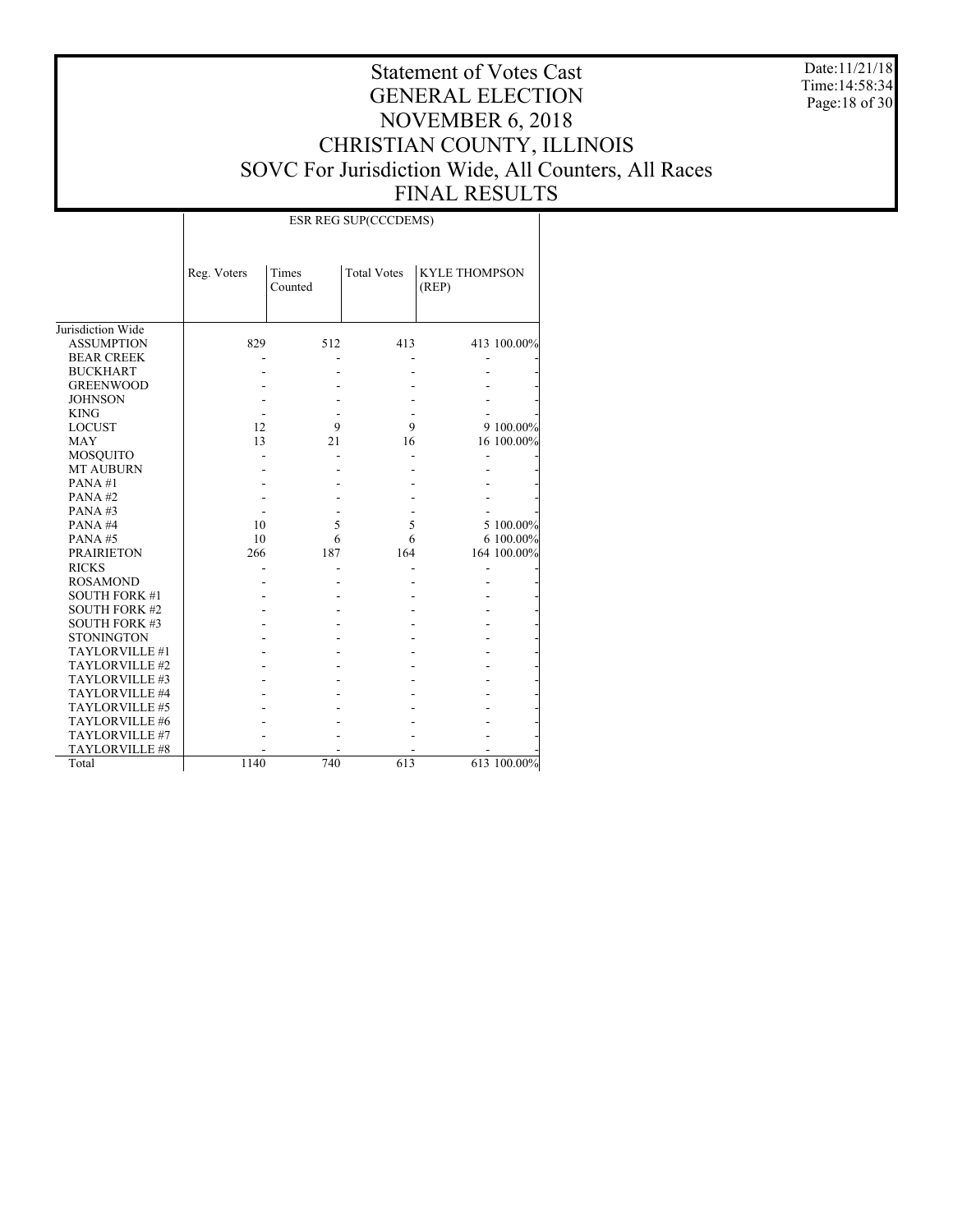# Statement of Votes Cast
## GENERAL ELECTION
## NOVEMBER 6, 2018
## CHRISTIAN COUNTY, ILLINOIS
## SOVC For Jurisdiction Wide, All Counters, All Races
## FINAL RESULTS

Date:11/21/18
Time:14:58:34

| | ESR REG SUP(CCCDEMS) | | | | |
|---|---|---|---|---|---|
| | Reg. Voters | Times Counted | Total Votes | KYLE THOMPSON (REP) | |
| Jurisdiction Wide | | | | | |
| ASSUMPTION | 829 | 512 | 413 | 413 | 100.00% |
| BEAR CREEK | - | - | - | - | - |
| BUCKHART | - | - | - | - | - |
| GREENWOOD | - | - | - | - | - |
| JOHNSON | - | - | - | - | - |
| KING | - | - | - | - | - |
| LOCUST | 12 | 9 | 9 | 9 | 100.00% |
| MAY | 13 | 21 | 16 | 16 | 100.00% |
| MOSQUITO | - | - | - | - | - |
| MT AUBURN | - | - | - | - | - |
| PANA #1 | - | - | - | - | - |
| PANA #2 | - | - | - | - | - |
| PANA #3 | - | - | - | - | - |
| PANA #4 | 10 | 5 | 5 | 5 | 100.00% |
| PANA #5 | 10 | 6 | 6 | 6 | 100.00% |
| PRAIRIETON | 266 | 187 | 164 | 164 | 100.00% |
| RICKS | - | - | - | - | - |
| ROSAMOND | - | - | - | - | - |
| SOUTH FORK #1 | - | - | - | - | - |
| SOUTH FORK #2 | - | - | - | - | - |
| SOUTH FORK #3 | - | - | - | - | - |
| STONINGTON | - | - | - | - | - |
| TAYLORVILLE #1 | - | - | - | - | - |
| TAYLORVILLE #2 | - | - | - | - | - |
| TAYLORVILLE #3 | - | - | - | - | - |
| TAYLORVILLE #4 | - | - | - | - | - |
| TAYLORVILLE #5 | - | - | - | - | - |
| TAYLORVILLE #6 | - | - | - | - | - |
| TAYLORVILLE #7 | - | - | - | - | - |
| TAYLORVILLE #8 | - | - | - | - | - |
| Total | 1140 | 740 | 613 | 613 | 100.00% |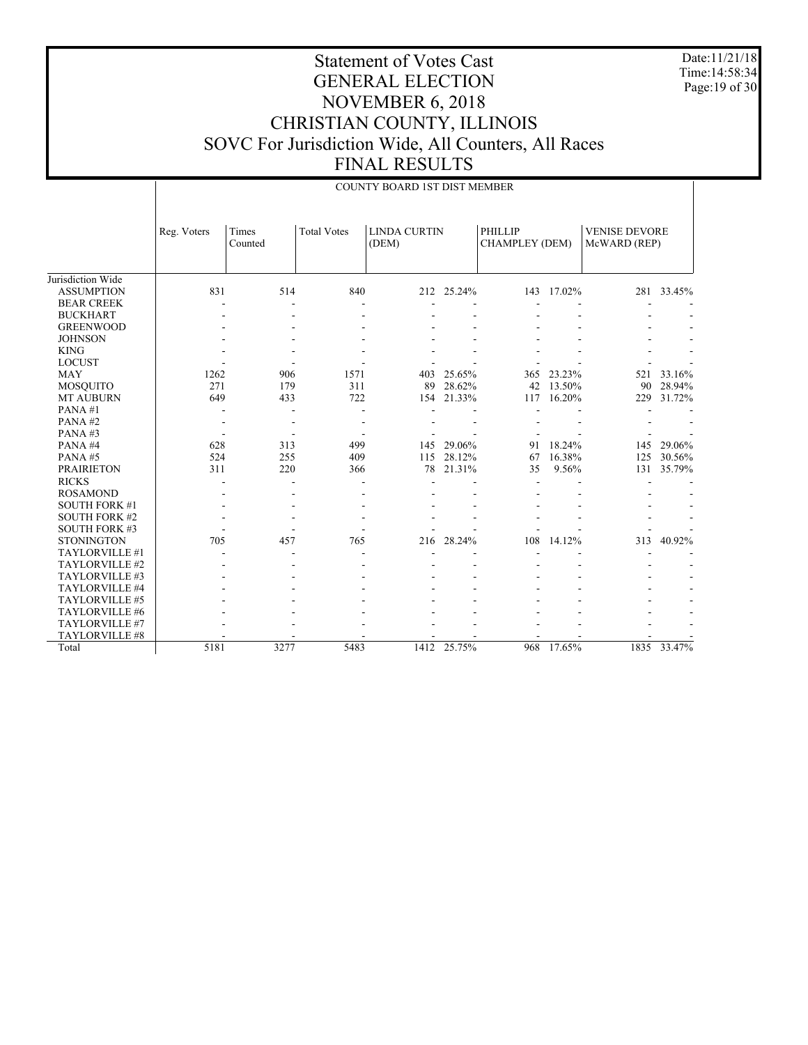# Statement of Votes Cast
# GENERAL ELECTION
# NOVEMBER 6, 2018
# CHRISTIAN COUNTY, ILLINOIS
# SOVC For Jurisdiction Wide, All Counters, All Races
# FINAL RESULTS

Date:11/21/18
Time:14:58:34

## COUNTY BOARD 1ST DIST MEMBER

| | Reg. Voters | Times Counted | Total Votes | LINDA CURTIN (DEM) | | PHILLIP CHAMPLEY (DEM) | | VENISE DEVORE McWARD (REP) | |
|---|---|---|---|---|---|---|---|---|---|
| Jurisdiction Wide | | | | | | | | | |
| ASSUMPTION | 831 | 514 | 840 | 212 | 25.24% | 143 | 17.02% | 281 | 33.45% |
| BEAR CREEK | - | - | - | - | - | - | - | - | - |
| BUCKHART | - | - | - | - | - | - | - | - | - |
| GREENWOOD | - | - | - | - | - | - | - | - | - |
| JOHNSON | - | - | - | - | - | - | - | - | - |
| KING | - | - | - | - | - | - | - | - | - |
| LOCUST | - | - | - | - | - | - | - | - | - |
| MAY | 1262 | 906 | 1571 | 403 | 25.65% | 365 | 23.23% | 521 | 33.16% |
| MOSQUITO | 271 | 179 | 311 | 89 | 28.62% | 42 | 13.50% | 90 | 28.94% |
| MT AUBURN | 649 | 433 | 722 | 154 | 21.33% | 117 | 16.20% | 229 | 31.72% |
| PANA #1 | - | - | - | - | - | - | - | - | - |
| PANA #2 | - | - | - | - | - | - | - | - | - |
| PANA #3 | - | - | - | - | - | - | - | - | - |
| PANA #4 | 628 | 313 | 499 | 145 | 29.06% | 91 | 18.24% | 145 | 29.06% |
| PANA #5 | 524 | 255 | 409 | 115 | 28.12% | 67 | 16.38% | 125 | 30.56% |
| PRAIRIETON | 311 | 220 | 366 | 78 | 21.31% | 35 | 9.56% | 131 | 35.79% |
| RICKS | - | - | - | - | - | - | - | - | - |
| ROSAMOND | - | - | - | - | - | - | - | - | - |
| SOUTH FORK #1 | - | - | - | - | - | - | - | - | - |
| SOUTH FORK #2 | - | - | - | - | - | - | - | - | - |
| SOUTH FORK #3 | - | - | - | - | - | - | - | - | - |
| STONINGTON | 705 | 457 | 765 | 216 | 28.24% | 108 | 14.12% | 313 | 40.92% |
| TAYLORVILLE #1 | - | - | - | - | - | - | - | - | - |
| TAYLORVILLE #2 | - | - | - | - | - | - | - | - | - |
| TAYLORVILLE #3 | - | - | - | - | - | - | - | - | - |
| TAYLORVILLE #4 | - | - | - | - | - | - | - | - | - |
| TAYLORVILLE #5 | - | - | - | - | - | - | - | - | - |
| TAYLORVILLE #6 | - | - | - | - | - | - | - | - | - |
| TAYLORVILLE #7 | - | - | - | - | - | - | - | - | - |
| TAYLORVILLE #8 | - | - | - | - | - | - | - | - | - |
| Total | 5181 | 3277 | 5483 | 1412 | 25.75% | 968 | 17.65% | 1835 | 33.47% |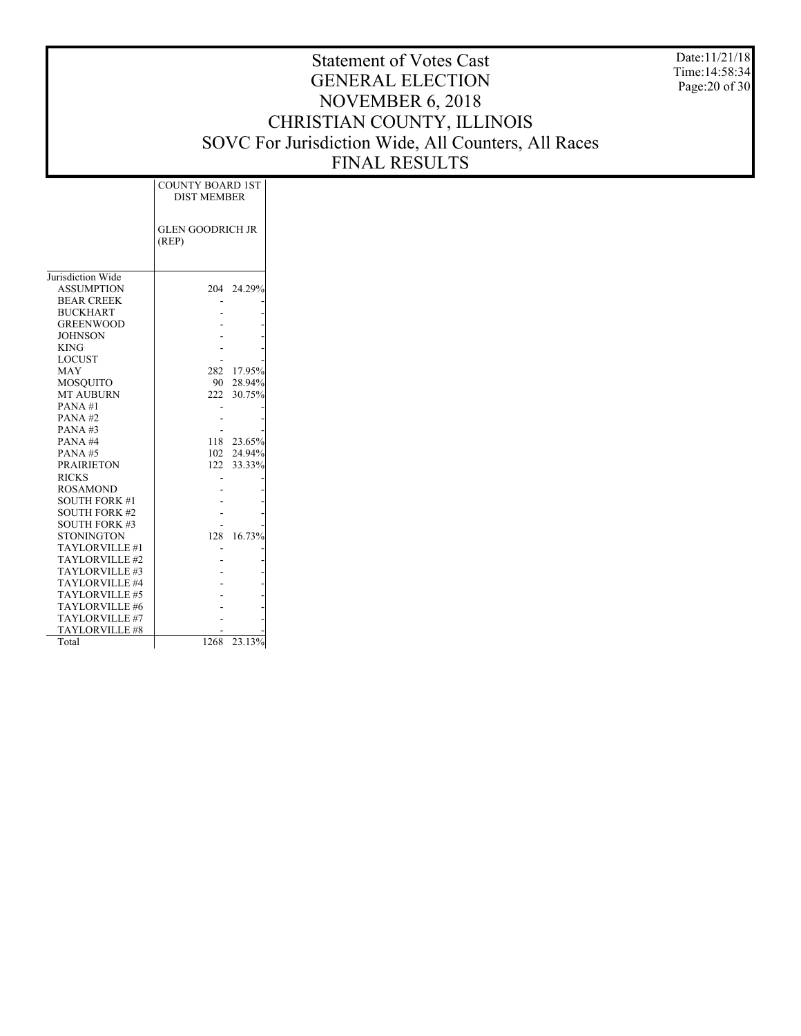# Statement of Votes Cast
## GENERAL ELECTION
## NOVEMBER 6, 2018
## CHRISTIAN COUNTY, ILLINOIS
## SOVC For Jurisdiction Wide, All Counters, All Races
## FINAL RESULTS

Date:11/21/18
Time:14:58:34

| | COUNTY BOARD 1ST DIST MEMBER | |
|---|---|---|
| | GLEN GOODRICH JR (REP) | |
| Jurisdiction Wide | | |
| ASSUMPTION | 204 | 24.29% |
| BEAR CREEK | - | - |
| BUCKHART | - | - |
| GREENWOOD | - | - |
| JOHNSON | - | - |
| KING | - | - |
| LOCUST | - | - |
| MAY | 282 | 17.95% |
| MOSQUITO | 90 | 28.94% |
| MT AUBURN | 222 | 30.75% |
| PANA #1 | - | - |
| PANA #2 | - | - |
| PANA #3 | - | - |
| PANA #4 | 118 | 23.65% |
| PANA #5 | 102 | 24.94% |
| PRAIRIETON | 122 | 33.33% |
| RICKS | - | - |
| ROSAMOND | - | - |
| SOUTH FORK #1 | - | - |
| SOUTH FORK #2 | - | - |
| SOUTH FORK #3 | - | - |
| STONINGTON | 128 | 16.73% |
| TAYLORVILLE #1 | - | - |
| TAYLORVILLE #2 | - | - |
| TAYLORVILLE #3 | - | - |
| TAYLORVILLE #4 | - | - |
| TAYLORVILLE #5 | - | - |
| TAYLORVILLE #6 | - | - |
| TAYLORVILLE #7 | - | - |
| TAYLORVILLE #8 | - | - |
| Total | 1268 | 23.13% |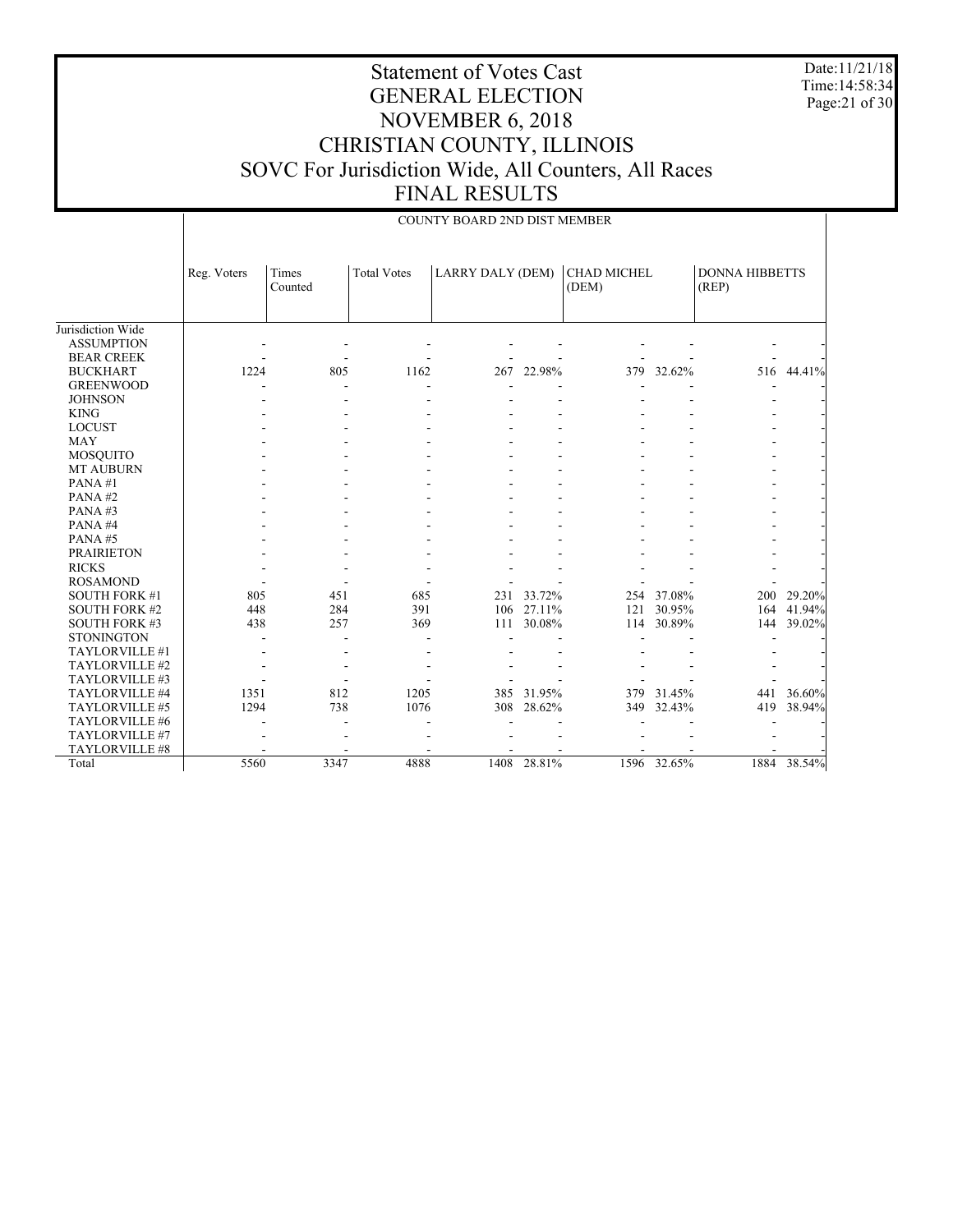# Statement of Votes Cast
# GENERAL ELECTION
# NOVEMBER 6, 2018
# CHRISTIAN COUNTY, ILLINOIS
# SOVC For Jurisdiction Wide, All Counters, All Races
# FINAL RESULTS

Date:11/21/18
Time:14:58:34

## COUNTY BOARD 2ND DIST MEMBER

| | Reg. Voters | Times Counted | Total Votes | LARRY DALY (DEM) | | CHAD MICHEL (DEM) | | DONNA HIBBETTS (REP) | |
|---|---|---|---|---|---|---|---|---|---|
| Jurisdiction Wide | | | | | | | | | |
| ASSUMPTION | - | - | - | - | - | - | - | - | - |
| BEAR CREEK | - | - | - | - | - | - | - | - | - |
| BUCKHART | 1224 | 805 | 1162 | 267 | 22.98% | 379 | 32.62% | 516 | 44.41% |
| GREENWOOD | - | - | - | - | - | - | - | - | - |
| JOHNSON | - | - | - | - | - | - | - | - | - |
| KING | - | - | - | - | - | - | - | - | - |
| LOCUST | - | - | - | - | - | - | - | - | - |
| MAY | - | - | - | - | - | - | - | - | - |
| MOSQUITO | - | - | - | - | - | - | - | - | - |
| MT AUBURN | - | - | - | - | - | - | - | - | - |
| PANA #1 | - | - | - | - | - | - | - | - | - |
| PANA #2 | - | - | - | - | - | - | - | - | - |
| PANA #3 | - | - | - | - | - | - | - | - | - |
| PANA #4 | - | - | - | - | - | - | - | - | - |
| PANA #5 | - | - | - | - | - | - | - | - | - |
| PRAIRIETON | - | - | - | - | - | - | - | - | - |
| RICKS | - | - | - | - | - | - | - | - | - |
| ROSAMOND | - | - | - | - | - | - | - | - | - |
| SOUTH FORK #1 | 805 | 451 | 685 | 231 | 33.72% | 254 | 37.08% | 200 | 29.20% |
| SOUTH FORK #2 | 448 | 284 | 391 | 106 | 27.11% | 121 | 30.95% | 164 | 41.94% |
| SOUTH FORK #3 | 438 | 257 | 369 | 111 | 30.08% | 114 | 30.89% | 144 | 39.02% |
| STONINGTON | - | - | - | - | - | - | - | - | - |
| TAYLORVILLE #1 | - | - | - | - | - | - | - | - | - |
| TAYLORVILLE #2 | - | - | - | - | - | - | - | - | - |
| TAYLORVILLE #3 | - | - | - | - | - | - | - | - | - |
| TAYLORVILLE #4 | 1351 | 812 | 1205 | 385 | 31.95% | 379 | 31.45% | 441 | 36.60% |
| TAYLORVILLE #5 | 1294 | 738 | 1076 | 308 | 28.62% | 349 | 32.43% | 419 | 38.94% |
| TAYLORVILLE #6 | - | - | - | - | - | - | - | - | - |
| TAYLORVILLE #7 | - | - | - | - | - | - | - | - | - |
| TAYLORVILLE #8 | - | - | - | - | - | - | - | - | - |
| Total | 5560 | 3347 | 4888 | 1408 | 28.81% | 1596 | 32.65% | 1884 | 38.54% |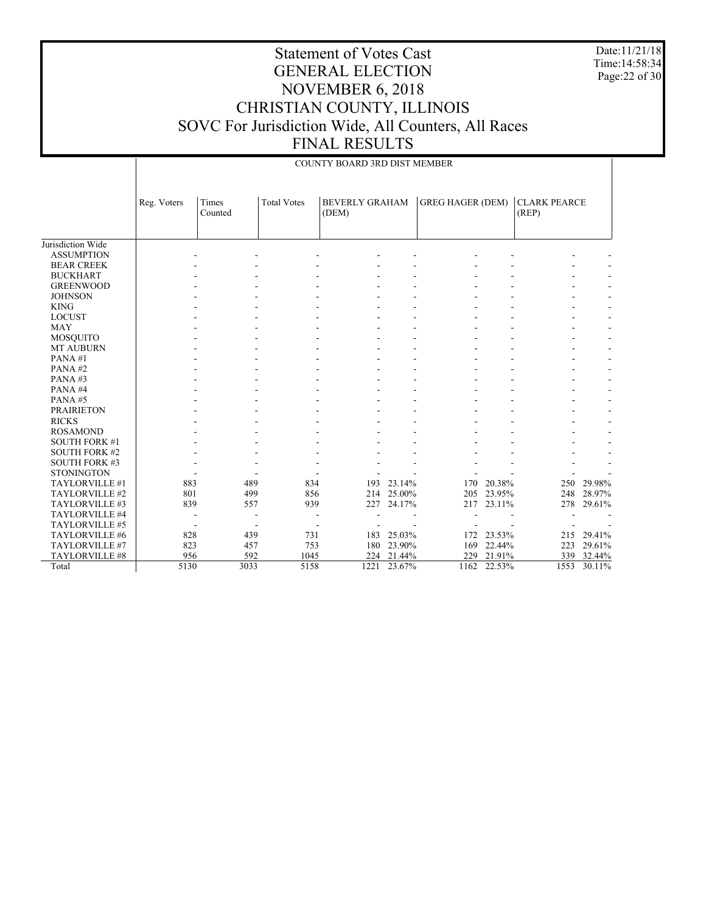# Statement of Votes Cast
# GENERAL ELECTION
# NOVEMBER 6, 2018
# CHRISTIAN COUNTY, ILLINOIS
# SOVC For Jurisdiction Wide, All Counters, All Races
# FINAL RESULTS

Date:11/21/18
Time:14:58:34

COUNTY BOARD 3RD DIST MEMBER

| | Reg. Voters | Times Counted | Total Votes | BEVERLY GRAHAM (DEM) | | GREG HAGER (DEM) | | CLARK PEARCE (REP) | |
|---|---|---|---|---|---|---|---|---|---|
| Jurisdiction Wide | | | | | | | | | |
| ASSUMPTION | - | - | - | - | - | - | - | - | - |
| BEAR CREEK | - | - | - | - | - | - | - | - | - |
| BUCKHART | - | - | - | - | - | - | - | - | - |
| GREENWOOD | - | - | - | - | - | - | - | - | - |
| JOHNSON | - | - | - | - | - | - | - | - | - |
| KING | - | - | - | - | - | - | - | - | - |
| LOCUST | - | - | - | - | - | - | - | - | - |
| MAY | - | - | - | - | - | - | - | - | - |
| MOSQUITO | - | - | - | - | - | - | - | - | - |
| MT AUBURN | - | - | - | - | - | - | - | - | - |
| PANA #1 | - | - | - | - | - | - | - | - | - |
| PANA #2 | - | - | - | - | - | - | - | - | - |
| PANA #3 | - | - | - | - | - | - | - | - | - |
| PANA #4 | - | - | - | - | - | - | - | - | - |
| PANA #5 | - | - | - | - | - | - | - | - | - |
| PRAIRIETON | - | - | - | - | - | - | - | - | - |
| RICKS | - | - | - | - | - | - | - | - | - |
| ROSAMOND | - | - | - | - | - | - | - | - | - |
| SOUTH FORK #1 | - | - | - | - | - | - | - | - | - |
| SOUTH FORK #2 | - | - | - | - | - | - | - | - | - |
| SOUTH FORK #3 | - | - | - | - | - | - | - | - | - |
| STONINGTON | - | - | - | - | - | - | - | - | - |
| TAYLORVILLE #1 | 883 | 489 | 834 | 193 | 23.14% | 170 | 20.38% | 250 | 29.98% |
| TAYLORVILLE #2 | 801 | 499 | 856 | 214 | 25.00% | 205 | 23.95% | 248 | 28.97% |
| TAYLORVILLE #3 | 839 | 557 | 939 | 227 | 24.17% | 217 | 23.11% | 278 | 29.61% |
| TAYLORVILLE #4 | - | - | - | - | - | - | - | - | - |
| TAYLORVILLE #5 | - | - | - | - | - | - | - | - | - |
| TAYLORVILLE #6 | 828 | 439 | 731 | 183 | 25.03% | 172 | 23.53% | 215 | 29.41% |
| TAYLORVILLE #7 | 823 | 457 | 753 | 180 | 23.90% | 169 | 22.44% | 223 | 29.61% |
| TAYLORVILLE #8 | 956 | 592 | 1045 | 224 | 21.44% | 229 | 21.91% | 339 | 32.44% |
| Total | 5130 | 3033 | 5158 | 1221 | 23.67% | 1162 | 22.53% | 1553 | 30.11% |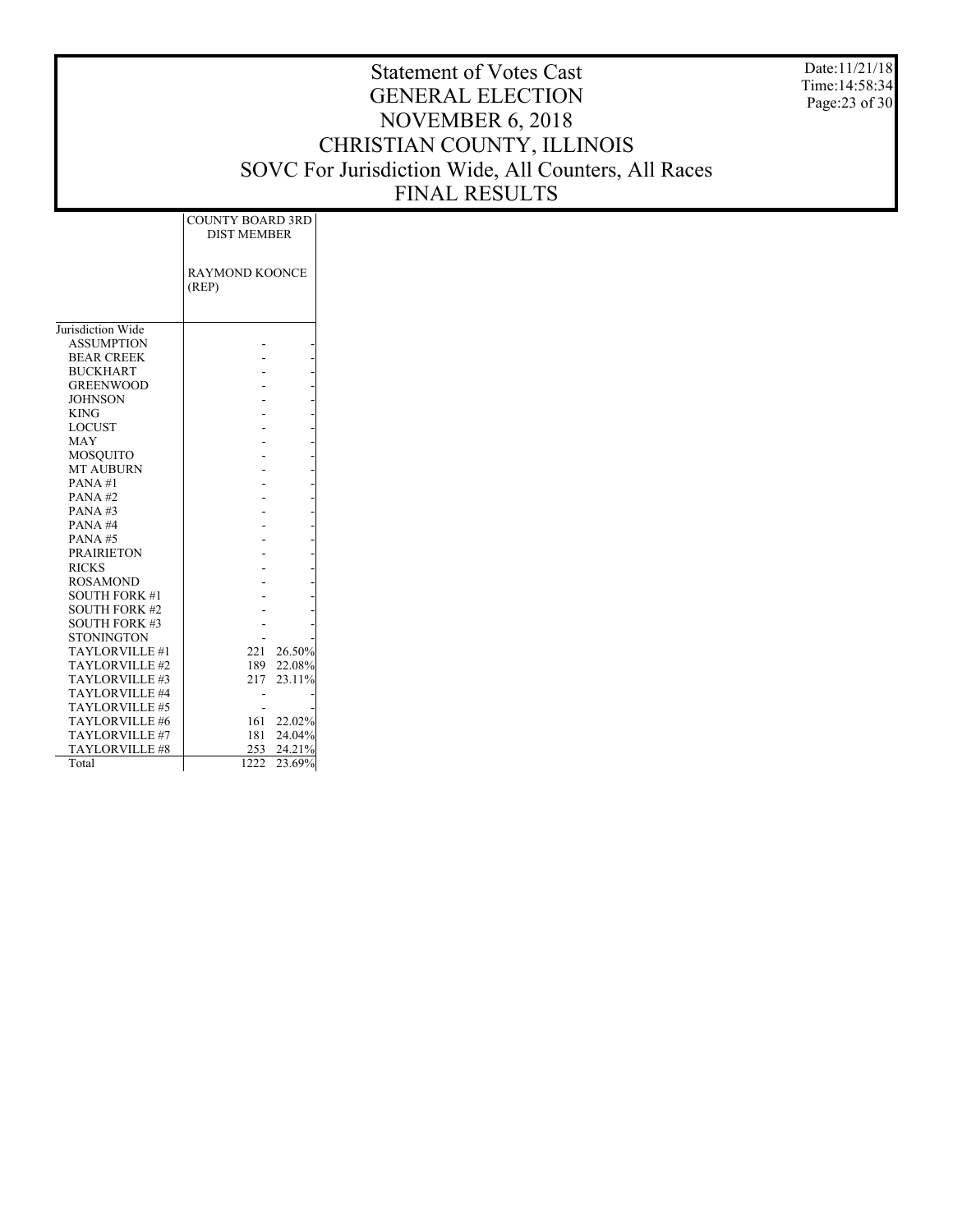# Statement of Votes Cast
# GENERAL ELECTION
# NOVEMBER 6, 2018
# CHRISTIAN COUNTY, ILLINOIS
# SOVC For Jurisdiction Wide, All Counters, All Races
# FINAL RESULTS

Date:11/21/18
Time:14:58:34

| | COUNTY BOARD 3RD DIST MEMBER | |
|---|---|---|
| | RAYMOND KOONCE (REP) | |
| Jurisdiction Wide | | |
| ASSUMPTION | - | - |
| BEAR CREEK | - | - |
| BUCKHART | - | - |
| GREENWOOD | - | - |
| JOHNSON | - | - |
| KING | - | - |
| LOCUST | - | - |
| MAY | - | - |
| MOSQUITO | - | - |
| MT AUBURN | - | - |
| PANA #1 | - | - |
| PANA #2 | - | - |
| PANA #3 | - | - |
| PANA #4 | - | - |
| PANA #5 | - | - |
| PRAIRIETON | - | - |
| RICKS | - | - |
| ROSAMOND | - | - |
| SOUTH FORK #1 | - | - |
| SOUTH FORK #2 | - | - |
| SOUTH FORK #3 | - | - |
| STONINGTON | - | - |
| TAYLORVILLE #1 | 221 | 26.50% |
| TAYLORVILLE #2 | 189 | 22.08% |
| TAYLORVILLE #3 | 217 | 23.11% |
| TAYLORVILLE #4 | - | - |
| TAYLORVILLE #5 | - | - |
| TAYLORVILLE #6 | 161 | 22.02% |
| TAYLORVILLE #7 | 181 | 24.04% |
| TAYLORVILLE #8 | 253 | 24.21% |
| Total | 1222 | 23.69% |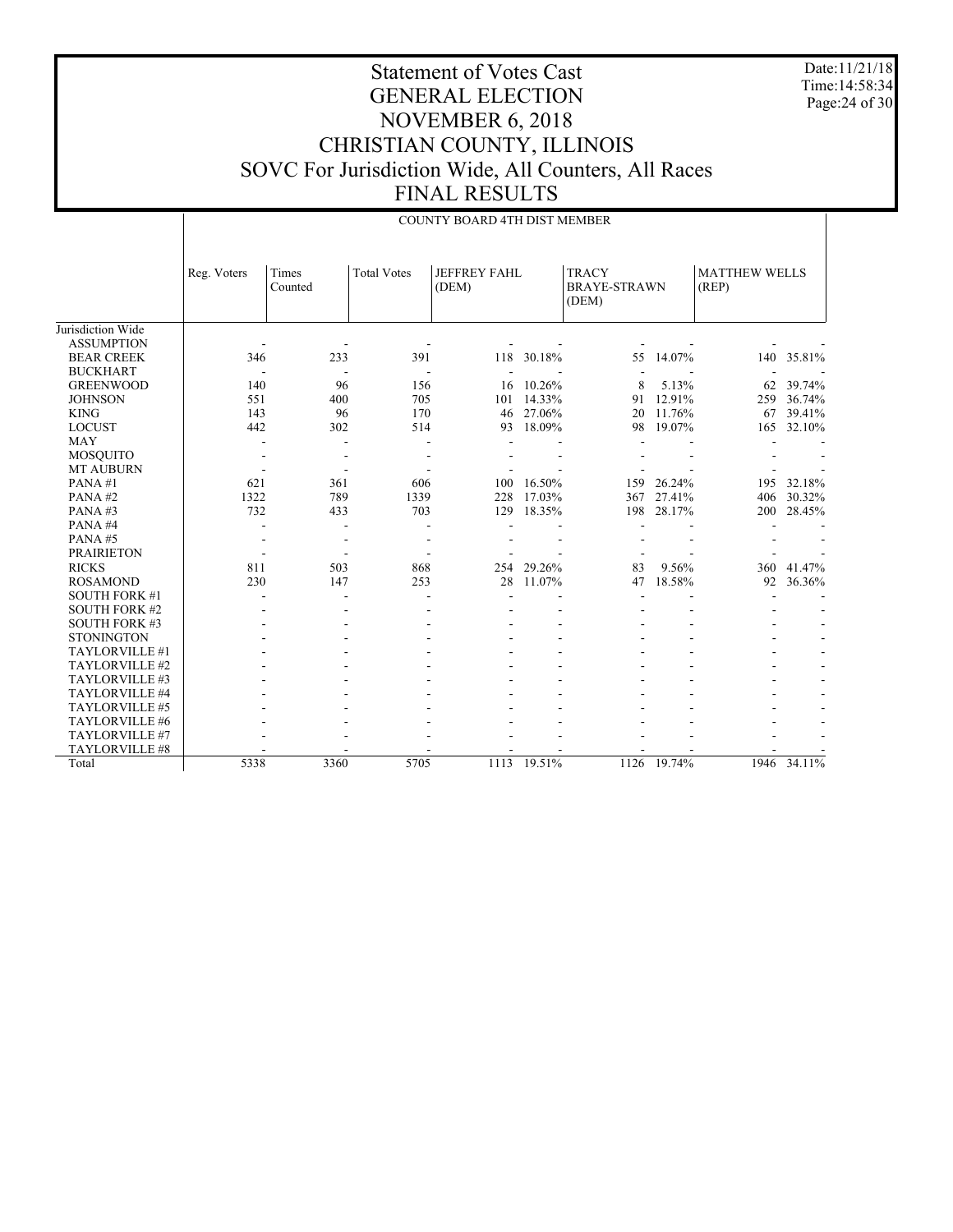# Statement of Votes Cast
# GENERAL ELECTION
# NOVEMBER 6, 2018
# CHRISTIAN COUNTY, ILLINOIS
# SOVC For Jurisdiction Wide, All Counters, All Races
# FINAL RESULTS

Date:11/21/18
Time:14:58:34

COUNTY BOARD 4TH DIST MEMBER

| | Reg. Voters | Times Counted | Total Votes | JEFFREY FAHL (DEM) | | TRACY BRAYE-STRAWN (DEM) | | MATTHEW WELLS (REP) | |
|---|---|---|---|---|---|---|---|---|---|
| Jurisdiction Wide | | | | | | | | | |
| ASSUMPTION | - | - | - | - | - | - | - | - | - |
| BEAR CREEK | 346 | 233 | 391 | 118 | 30.18% | 55 | 14.07% | 140 | 35.81% |
| BUCKHART | - | - | - | - | - | - | - | - | - |
| GREENWOOD | 140 | 96 | 156 | 16 | 10.26% | 8 | 5.13% | 62 | 39.74% |
| JOHNSON | 551 | 400 | 705 | 101 | 14.33% | 91 | 12.91% | 259 | 36.74% |
| KING | 143 | 96 | 170 | 46 | 27.06% | 20 | 11.76% | 67 | 39.41% |
| LOCUST | 442 | 302 | 514 | 93 | 18.09% | 98 | 19.07% | 165 | 32.10% |
| MAY | - | - | - | - | - | - | - | - | - |
| MOSQUITO | - | - | - | - | - | - | - | - | - |
| MT AUBURN | - | - | - | - | - | - | - | - | - |
| PANA #1 | 621 | 361 | 606 | 100 | 16.50% | 159 | 26.24% | 195 | 32.18% |
| PANA #2 | 1322 | 789 | 1339 | 228 | 17.03% | 367 | 27.41% | 406 | 30.32% |
| PANA #3 | 732 | 433 | 703 | 129 | 18.35% | 198 | 28.17% | 200 | 28.45% |
| PANA #4 | - | - | - | - | - | - | - | - | - |
| PANA #5 | - | - | - | - | - | - | - | - | - |
| PRAIRIETON | - | - | - | - | - | - | - | - | - |
| RICKS | 811 | 503 | 868 | 254 | 29.26% | 83 | 9.56% | 360 | 41.47% |
| ROSAMOND | 230 | 147 | 253 | 28 | 11.07% | 47 | 18.58% | 92 | 36.36% |
| SOUTH FORK #1 | - | - | - | - | - | - | - | - | - |
| SOUTH FORK #2 | - | - | - | - | - | - | - | - | - |
| SOUTH FORK #3 | - | - | - | - | - | - | - | - | - |
| STONINGTON | - | - | - | - | - | - | - | - | - |
| TAYLORVILLE #1 | - | - | - | - | - | - | - | - | - |
| TAYLORVILLE #2 | - | - | - | - | - | - | - | - | - |
| TAYLORVILLE #3 | - | - | - | - | - | - | - | - | - |
| TAYLORVILLE #4 | - | - | - | - | - | - | - | - | - |
| TAYLORVILLE #5 | - | - | - | - | - | - | - | - | - |
| TAYLORVILLE #6 | - | - | - | - | - | - | - | - | - |
| TAYLORVILLE #7 | - | - | - | - | - | - | - | - | - |
| TAYLORVILLE #8 | - | - | - | - | - | - | - | - | - |
| Total | 5338 | 3360 | 5705 | 1113 | 19.51% | 1126 | 19.74% | 1946 | 34.11% |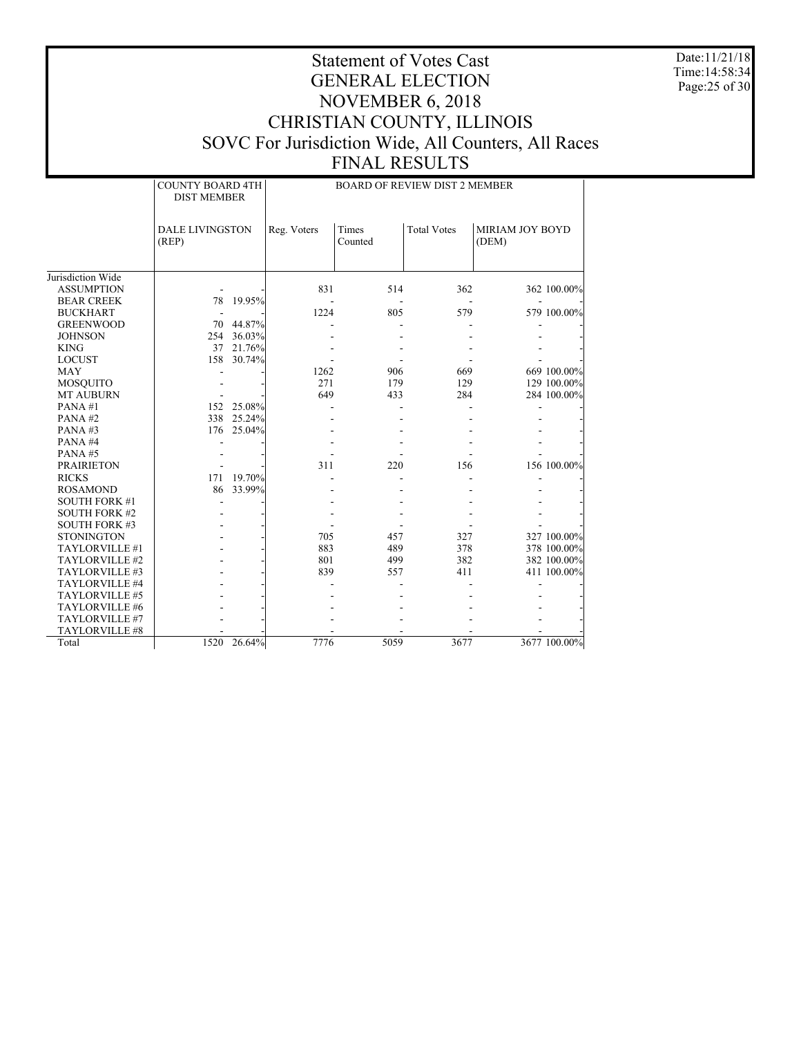# Statement of Votes Cast
# GENERAL ELECTION
# NOVEMBER 6, 2018
# CHRISTIAN COUNTY, ILLINOIS
# SOVC For Jurisdiction Wide, All Counters, All Races
# FINAL RESULTS

Date:11/21/18
Time:14:58:34

| | COUNTY BOARD 4TH DIST MEMBER | | BOARD OF REVIEW DIST 2 MEMBER | | | | |
|---|---|---|---|---|---|---|---|
| | DALE LIVINGSTON (REP) | | Reg. Voters | Times Counted | Total Votes | MIRIAM JOY BOYD (DEM) | |
| Jurisdiction Wide | | | | | | | |
| ASSUMPTION | - | - | 831 | 514 | 362 | 362 | 100.00% |
| BEAR CREEK | 78 | 19.95% | - | - | - | - | - |
| BUCKHART | - | - | 1224 | 805 | 579 | 579 | 100.00% |
| GREENWOOD | 70 | 44.87% | - | - | - | - | - |
| JOHNSON | 254 | 36.03% | - | - | - | - | - |
| KING | 37 | 21.76% | - | - | - | - | - |
| LOCUST | 158 | 30.74% | - | - | - | - | - |
| MAY | - | - | 1262 | 906 | 669 | 669 | 100.00% |
| MOSQUITO | - | - | 271 | 179 | 129 | 129 | 100.00% |
| MT AUBURN | - | - | 649 | 433 | 284 | 284 | 100.00% |
| PANA #1 | 152 | 25.08% | - | - | - | - | - |
| PANA #2 | 338 | 25.24% | - | - | - | - | - |
| PANA #3 | 176 | 25.04% | - | - | - | - | - |
| PANA #4 | - | - | - | - | - | - | - |
| PANA #5 | - | - | - | - | - | - | - |
| PRAIRIETON | - | - | 311 | 220 | 156 | 156 | 100.00% |
| RICKS | 171 | 19.70% | - | - | - | - | - |
| ROSAMOND | 86 | 33.99% | - | - | - | - | - |
| SOUTH FORK #1 | - | - | - | - | - | - | - |
| SOUTH FORK #2 | - | - | - | - | - | - | - |
| SOUTH FORK #3 | - | - | - | - | - | - | - |
| STONINGTON | - | - | 705 | 457 | 327 | 327 | 100.00% |
| TAYLORVILLE #1 | - | - | 883 | 489 | 378 | 378 | 100.00% |
| TAYLORVILLE #2 | - | - | 801 | 499 | 382 | 382 | 100.00% |
| TAYLORVILLE #3 | - | - | 839 | 557 | 411 | 411 | 100.00% |
| TAYLORVILLE #4 | - | - | - | - | - | - | - |
| TAYLORVILLE #5 | - | - | - | - | - | - | - |
| TAYLORVILLE #6 | - | - | - | - | - | - | - |
| TAYLORVILLE #7 | - | - | - | - | - | - | - |
| TAYLORVILLE #8 | - | - | - | - | - | - | - |
| Total | 1520 | 26.64% | 7776 | 5059 | 3677 | 3677 | 100.00% |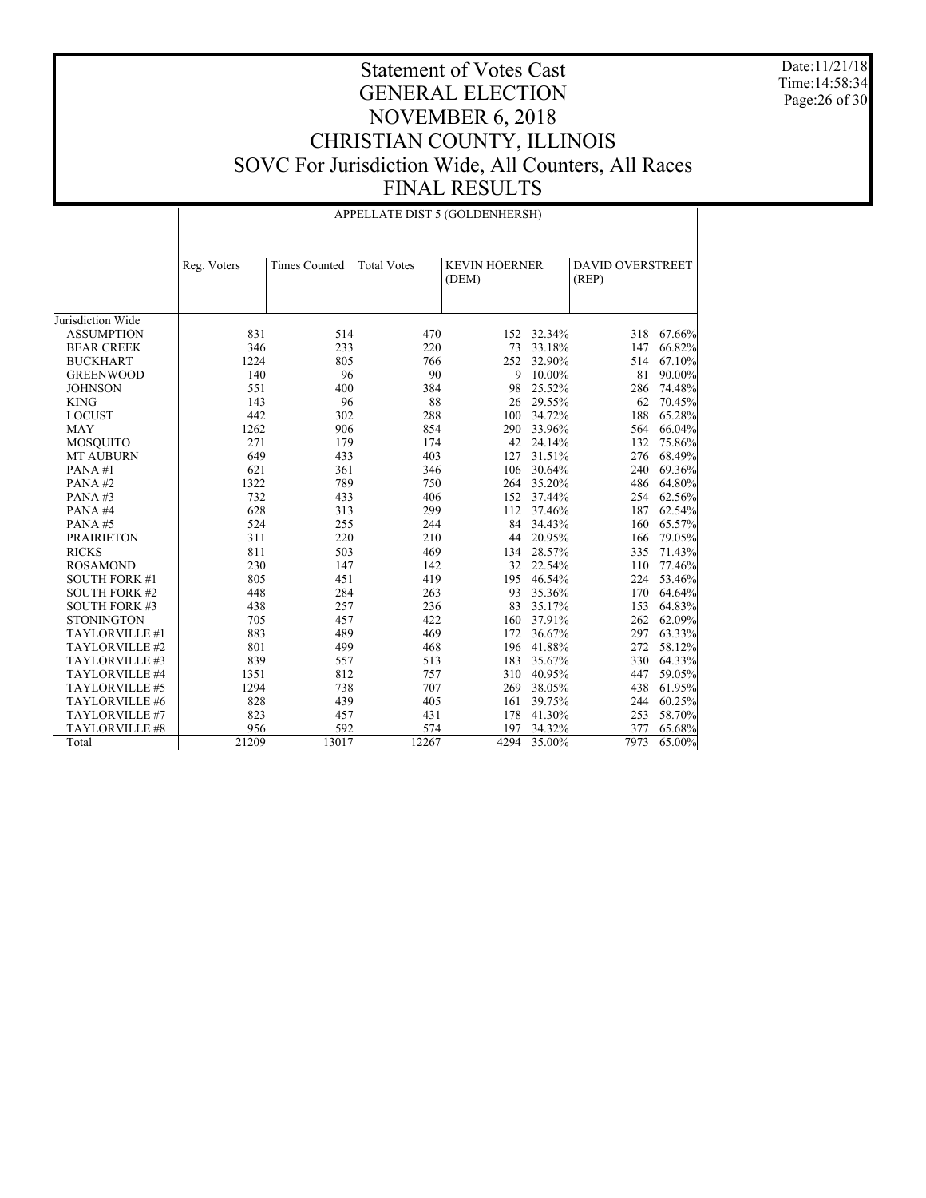# Statement of Votes Cast
# GENERAL ELECTION
# NOVEMBER 6, 2018
# CHRISTIAN COUNTY, ILLINOIS
# SOVC For Jurisdiction Wide, All Counters, All Races
# FINAL RESULTS

Date:11/21/18
Time:14:58:34

## APPELLATE DIST 5 (GOLDENHERSH)

| | Reg. Voters | Times Counted | Total Votes | KEVIN HOERNER (DEM) | | DAVID OVERSTREET (REP) | |
|---|---|---|---|---|---|---|---|
| Jurisdiction Wide | | | | | | | |
| ASSUMPTION | 831 | 514 | 470 | 152 | 32.34% | 318 | 67.66% |
| BEAR CREEK | 346 | 233 | 220 | 73 | 33.18% | 147 | 66.82% |
| BUCKHART | 1224 | 805 | 766 | 252 | 32.90% | 514 | 67.10% |
| GREENWOOD | 140 | 96 | 90 | 9 | 10.00% | 81 | 90.00% |
| JOHNSON | 551 | 400 | 384 | 98 | 25.52% | 286 | 74.48% |
| KING | 143 | 96 | 88 | 26 | 29.55% | 62 | 70.45% |
| LOCUST | 442 | 302 | 288 | 100 | 34.72% | 188 | 65.28% |
| MAY | 1262 | 906 | 854 | 290 | 33.96% | 564 | 66.04% |
| MOSQUITO | 271 | 179 | 174 | 42 | 24.14% | 132 | 75.86% |
| MT AUBURN | 649 | 433 | 403 | 127 | 31.51% | 276 | 68.49% |
| PANA #1 | 621 | 361 | 346 | 106 | 30.64% | 240 | 69.36% |
| PANA #2 | 1322 | 789 | 750 | 264 | 35.20% | 486 | 64.80% |
| PANA #3 | 732 | 433 | 406 | 152 | 37.44% | 254 | 62.56% |
| PANA #4 | 628 | 313 | 299 | 112 | 37.46% | 187 | 62.54% |
| PANA #5 | 524 | 255 | 244 | 84 | 34.43% | 160 | 65.57% |
| PRAIRIETON | 311 | 220 | 210 | 44 | 20.95% | 166 | 79.05% |
| RICKS | 811 | 503 | 469 | 134 | 28.57% | 335 | 71.43% |
| ROSAMOND | 230 | 147 | 142 | 32 | 22.54% | 110 | 77.46% |
| SOUTH FORK #1 | 805 | 451 | 419 | 195 | 46.54% | 224 | 53.46% |
| SOUTH FORK #2 | 448 | 284 | 263 | 93 | 35.36% | 170 | 64.64% |
| SOUTH FORK #3 | 438 | 257 | 236 | 83 | 35.17% | 153 | 64.83% |
| STONINGTON | 705 | 457 | 422 | 160 | 37.91% | 262 | 62.09% |
| TAYLORVILLE #1 | 883 | 489 | 469 | 172 | 36.67% | 297 | 63.33% |
| TAYLORVILLE #2 | 801 | 499 | 468 | 196 | 41.88% | 272 | 58.12% |
| TAYLORVILLE #3 | 839 | 557 | 513 | 183 | 35.67% | 330 | 64.33% |
| TAYLORVILLE #4 | 1351 | 812 | 757 | 310 | 40.95% | 447 | 59.05% |
| TAYLORVILLE #5 | 1294 | 738 | 707 | 269 | 38.05% | 438 | 61.95% |
| TAYLORVILLE #6 | 828 | 439 | 405 | 161 | 39.75% | 244 | 60.25% |
| TAYLORVILLE #7 | 823 | 457 | 431 | 178 | 41.30% | 253 | 58.70% |
| TAYLORVILLE #8 | 956 | 592 | 574 | 197 | 34.32% | 377 | 65.68% |
| Total | 21209 | 13017 | 12267 | 4294 | 35.00% | 7973 | 65.00% |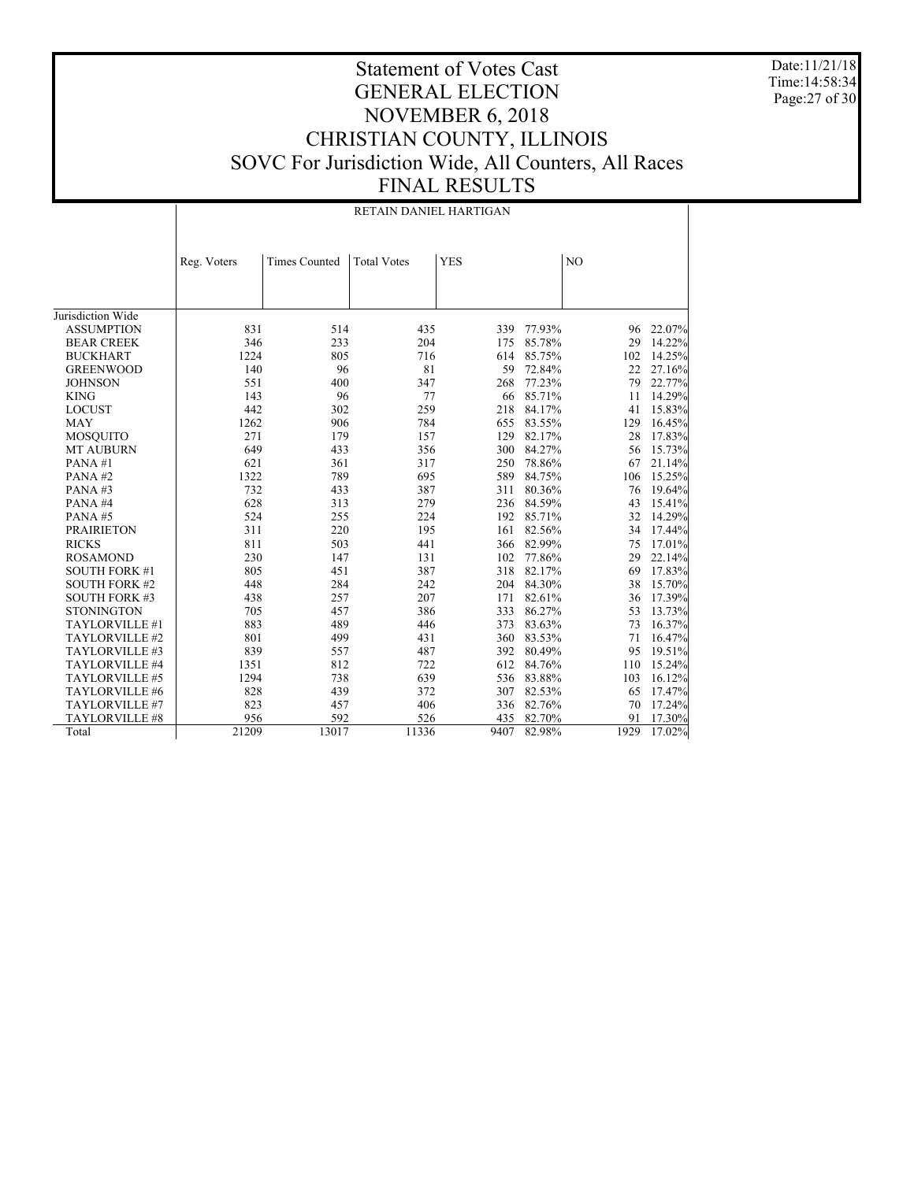# Statement of Votes Cast
# GENERAL ELECTION
# NOVEMBER 6, 2018
# CHRISTIAN COUNTY, ILLINOIS
# SOVC For Jurisdiction Wide, All Counters, All Races
# FINAL RESULTS

Date:11/21/18
Time:14:58:34

## RETAIN DANIEL HARTIGAN

| | Reg. Voters | Times Counted | Total Votes | YES | | NO | |
|---|---|---|---|---|---|---|---|
| Jurisdiction Wide | | | | | | | |
| ASSUMPTION | 831 | 514 | 435 | 339 | 77.93% | 96 | 22.07% |
| BEAR CREEK | 346 | 233 | 204 | 175 | 85.78% | 29 | 14.22% |
| BUCKHART | 1224 | 805 | 716 | 614 | 85.75% | 102 | 14.25% |
| GREENWOOD | 140 | 96 | 81 | 59 | 72.84% | 22 | 27.16% |
| JOHNSON | 551 | 400 | 347 | 268 | 77.23% | 79 | 22.77% |
| KING | 143 | 96 | 77 | 66 | 85.71% | 11 | 14.29% |
| LOCUST | 442 | 302 | 259 | 218 | 84.17% | 41 | 15.83% |
| MAY | 1262 | 906 | 784 | 655 | 83.55% | 129 | 16.45% |
| MOSQUITO | 271 | 179 | 157 | 129 | 82.17% | 28 | 17.83% |
| MT AUBURN | 649 | 433 | 356 | 300 | 84.27% | 56 | 15.73% |
| PANA #1 | 621 | 361 | 317 | 250 | 78.86% | 67 | 21.14% |
| PANA #2 | 1322 | 789 | 695 | 589 | 84.75% | 106 | 15.25% |
| PANA #3 | 732 | 433 | 387 | 311 | 80.36% | 76 | 19.64% |
| PANA #4 | 628 | 313 | 279 | 236 | 84.59% | 43 | 15.41% |
| PANA #5 | 524 | 255 | 224 | 192 | 85.71% | 32 | 14.29% |
| PRAIRIETON | 311 | 220 | 195 | 161 | 82.56% | 34 | 17.44% |
| RICKS | 811 | 503 | 441 | 366 | 82.99% | 75 | 17.01% |
| ROSAMOND | 230 | 147 | 131 | 102 | 77.86% | 29 | 22.14% |
| SOUTH FORK #1 | 805 | 451 | 387 | 318 | 82.17% | 69 | 17.83% |
| SOUTH FORK #2 | 448 | 284 | 242 | 204 | 84.30% | 38 | 15.70% |
| SOUTH FORK #3 | 438 | 257 | 207 | 171 | 82.61% | 36 | 17.39% |
| STONINGTON | 705 | 457 | 386 | 333 | 86.27% | 53 | 13.73% |
| TAYLORVILLE #1 | 883 | 489 | 446 | 373 | 83.63% | 73 | 16.37% |
| TAYLORVILLE #2 | 801 | 499 | 431 | 360 | 83.53% | 71 | 16.47% |
| TAYLORVILLE #3 | 839 | 557 | 487 | 392 | 80.49% | 95 | 19.51% |
| TAYLORVILLE #4 | 1351 | 812 | 722 | 612 | 84.76% | 110 | 15.24% |
| TAYLORVILLE #5 | 1294 | 738 | 639 | 536 | 83.88% | 103 | 16.12% |
| TAYLORVILLE #6 | 828 | 439 | 372 | 307 | 82.53% | 65 | 17.47% |
| TAYLORVILLE #7 | 823 | 457 | 406 | 336 | 82.76% | 70 | 17.24% |
| TAYLORVILLE #8 | 956 | 592 | 526 | 435 | 82.70% | 91 | 17.30% |
| Total | 21209 | 13017 | 11336 | 9407 | 82.98% | 1929 | 17.02% |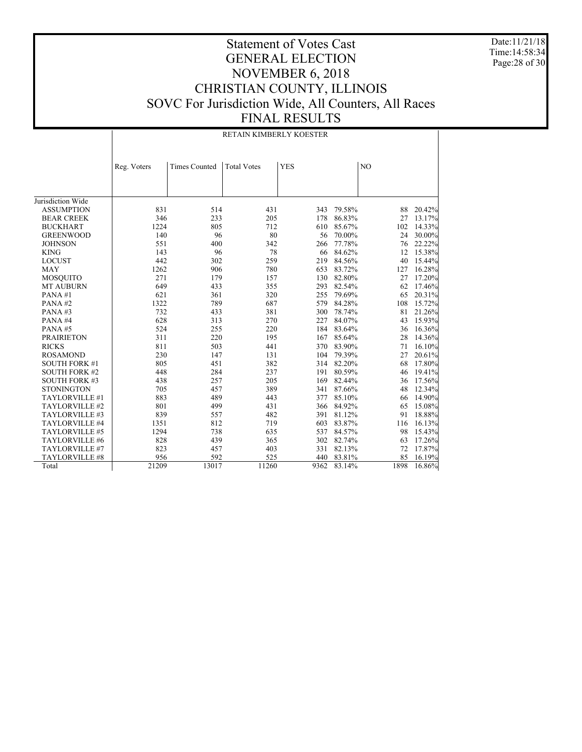# Statement of Votes Cast
# GENERAL ELECTION
# NOVEMBER 6, 2018
# CHRISTIAN COUNTY, ILLINOIS
# SOVC For Jurisdiction Wide, All Counters, All Races
# FINAL RESULTS

Date:11/21/18
Time:14:58:34

## RETAIN KIMBERLY KOESTER

| | Reg. Voters | Times Counted | Total Votes | YES | | NO | |
|---|---|---|---|---|---|---|---|
| Jurisdiction Wide | | | | | | | |
| ASSUMPTION | 831 | 514 | 431 | 343 | 79.58% | 88 | 20.42% |
| BEAR CREEK | 346 | 233 | 205 | 178 | 86.83% | 27 | 13.17% |
| BUCKHART | 1224 | 805 | 712 | 610 | 85.67% | 102 | 14.33% |
| GREENWOOD | 140 | 96 | 80 | 56 | 70.00% | 24 | 30.00% |
| JOHNSON | 551 | 400 | 342 | 266 | 77.78% | 76 | 22.22% |
| KING | 143 | 96 | 78 | 66 | 84.62% | 12 | 15.38% |
| LOCUST | 442 | 302 | 259 | 219 | 84.56% | 40 | 15.44% |
| MAY | 1262 | 906 | 780 | 653 | 83.72% | 127 | 16.28% |
| MOSQUITO | 271 | 179 | 157 | 130 | 82.80% | 27 | 17.20% |
| MT AUBURN | 649 | 433 | 355 | 293 | 82.54% | 62 | 17.46% |
| PANA #1 | 621 | 361 | 320 | 255 | 79.69% | 65 | 20.31% |
| PANA #2 | 1322 | 789 | 687 | 579 | 84.28% | 108 | 15.72% |
| PANA #3 | 732 | 433 | 381 | 300 | 78.74% | 81 | 21.26% |
| PANA #4 | 628 | 313 | 270 | 227 | 84.07% | 43 | 15.93% |
| PANA #5 | 524 | 255 | 220 | 184 | 83.64% | 36 | 16.36% |
| PRAIRIETON | 311 | 220 | 195 | 167 | 85.64% | 28 | 14.36% |
| RICKS | 811 | 503 | 441 | 370 | 83.90% | 71 | 16.10% |
| ROSAMOND | 230 | 147 | 131 | 104 | 79.39% | 27 | 20.61% |
| SOUTH FORK #1 | 805 | 451 | 382 | 314 | 82.20% | 68 | 17.80% |
| SOUTH FORK #2 | 448 | 284 | 237 | 191 | 80.59% | 46 | 19.41% |
| SOUTH FORK #3 | 438 | 257 | 205 | 169 | 82.44% | 36 | 17.56% |
| STONINGTON | 705 | 457 | 389 | 341 | 87.66% | 48 | 12.34% |
| TAYLORVILLE #1 | 883 | 489 | 443 | 377 | 85.10% | 66 | 14.90% |
| TAYLORVILLE #2 | 801 | 499 | 431 | 366 | 84.92% | 65 | 15.08% |
| TAYLORVILLE #3 | 839 | 557 | 482 | 391 | 81.12% | 91 | 18.88% |
| TAYLORVILLE #4 | 1351 | 812 | 719 | 603 | 83.87% | 116 | 16.13% |
| TAYLORVILLE #5 | 1294 | 738 | 635 | 537 | 84.57% | 98 | 15.43% |
| TAYLORVILLE #6 | 828 | 439 | 365 | 302 | 82.74% | 63 | 17.26% |
| TAYLORVILLE #7 | 823 | 457 | 403 | 331 | 82.13% | 72 | 17.87% |
| TAYLORVILLE #8 | 956 | 592 | 525 | 440 | 83.81% | 85 | 16.19% |
| Total | 21209 | 13017 | 11260 | 9362 | 83.14% | 1898 | 16.86% |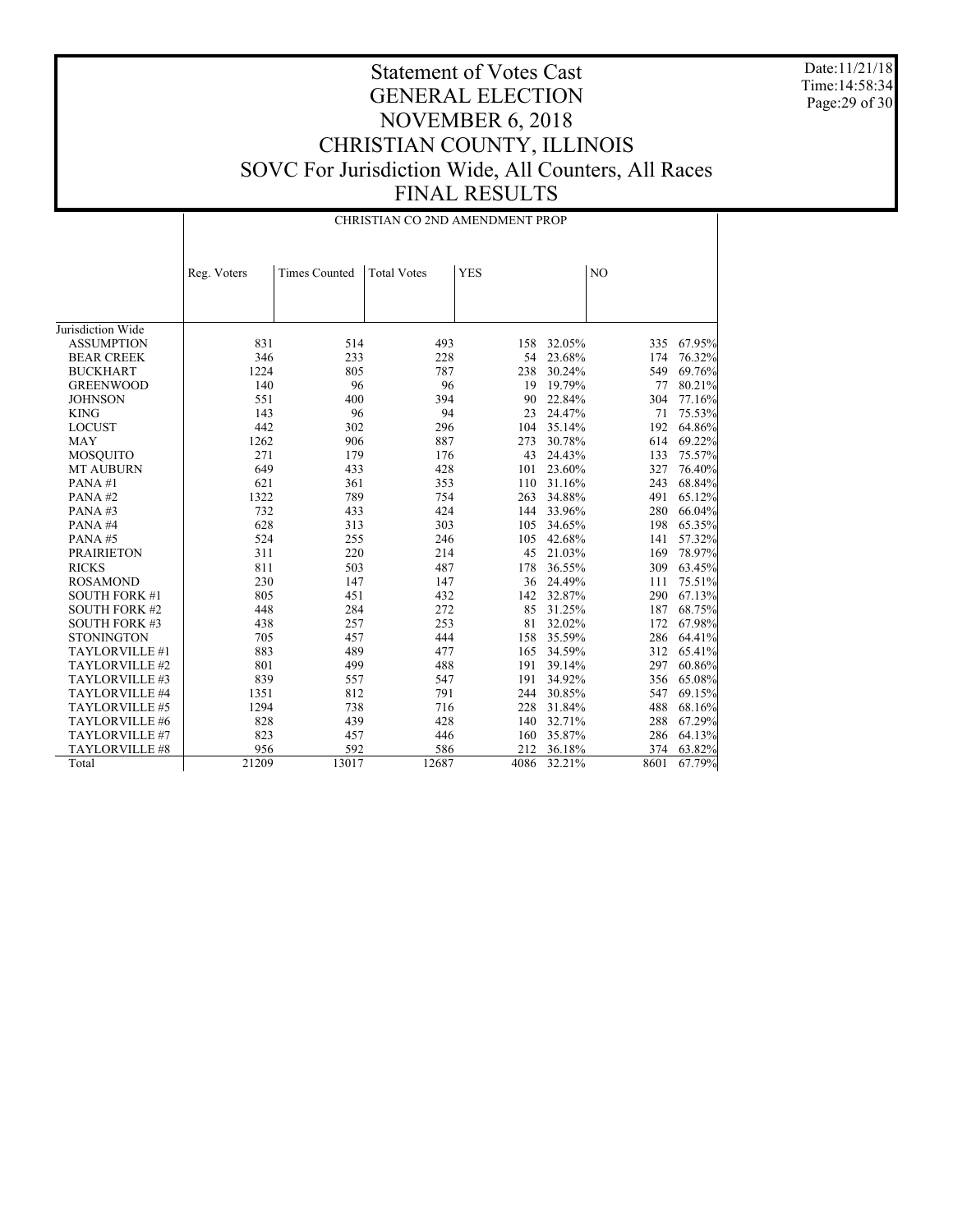# Statement of Votes Cast
# GENERAL ELECTION
# NOVEMBER 6, 2018
# CHRISTIAN COUNTY, ILLINOIS
# SOVC For Jurisdiction Wide, All Counters, All Races
# FINAL RESULTS

Date:11/21/18
Time:14:58:34

| | CHRISTIAN CO 2ND AMENDMENT PROP | | | | | | |
|---|---|---|---|---|---|---|---|
| | Reg. Voters | Times Counted | Total Votes | YES | | NO | |
| Jurisdiction Wide | | | | | | | |
| ASSUMPTION | 831 | 514 | 493 | 158 | 32.05% | 335 | 67.95% |
| BEAR CREEK | 346 | 233 | 228 | 54 | 23.68% | 174 | 76.32% |
| BUCKHART | 1224 | 805 | 787 | 238 | 30.24% | 549 | 69.76% |
| GREENWOOD | 140 | 96 | 96 | 19 | 19.79% | 77 | 80.21% |
| JOHNSON | 551 | 400 | 394 | 90 | 22.84% | 304 | 77.16% |
| KING | 143 | 96 | 94 | 23 | 24.47% | 71 | 75.53% |
| LOCUST | 442 | 302 | 296 | 104 | 35.14% | 192 | 64.86% |
| MAY | 1262 | 906 | 887 | 273 | 30.78% | 614 | 69.22% |
| MOSQUITO | 271 | 179 | 176 | 43 | 24.43% | 133 | 75.57% |
| MT AUBURN | 649 | 433 | 428 | 101 | 23.60% | 327 | 76.40% |
| PANA #1 | 621 | 361 | 353 | 110 | 31.16% | 243 | 68.84% |
| PANA #2 | 1322 | 789 | 754 | 263 | 34.88% | 491 | 65.12% |
| PANA #3 | 732 | 433 | 424 | 144 | 33.96% | 280 | 66.04% |
| PANA #4 | 628 | 313 | 303 | 105 | 34.65% | 198 | 65.35% |
| PANA #5 | 524 | 255 | 246 | 105 | 42.68% | 141 | 57.32% |
| PRAIRIETON | 311 | 220 | 214 | 45 | 21.03% | 169 | 78.97% |
| RICKS | 811 | 503 | 487 | 178 | 36.55% | 309 | 63.45% |
| ROSAMOND | 230 | 147 | 147 | 36 | 24.49% | 111 | 75.51% |
| SOUTH FORK #1 | 805 | 451 | 432 | 142 | 32.87% | 290 | 67.13% |
| SOUTH FORK #2 | 448 | 284 | 272 | 85 | 31.25% | 187 | 68.75% |
| SOUTH FORK #3 | 438 | 257 | 253 | 81 | 32.02% | 172 | 67.98% |
| STONINGTON | 705 | 457 | 444 | 158 | 35.59% | 286 | 64.41% |
| TAYLORVILLE #1 | 883 | 489 | 477 | 165 | 34.59% | 312 | 65.41% |
| TAYLORVILLE #2 | 801 | 499 | 488 | 191 | 39.14% | 297 | 60.86% |
| TAYLORVILLE #3 | 839 | 557 | 547 | 191 | 34.92% | 356 | 65.08% |
| TAYLORVILLE #4 | 1351 | 812 | 791 | 244 | 30.85% | 547 | 69.15% |
| TAYLORVILLE #5 | 1294 | 738 | 716 | 228 | 31.84% | 488 | 68.16% |
| TAYLORVILLE #6 | 828 | 439 | 428 | 140 | 32.71% | 288 | 67.29% |
| TAYLORVILLE #7 | 823 | 457 | 446 | 160 | 35.87% | 286 | 64.13% |
| TAYLORVILLE #8 | 956 | 592 | 586 | 212 | 36.18% | 374 | 63.82% |
| Total | 21209 | 13017 | 12687 | 4086 | 32.21% | 8601 | 67.79% |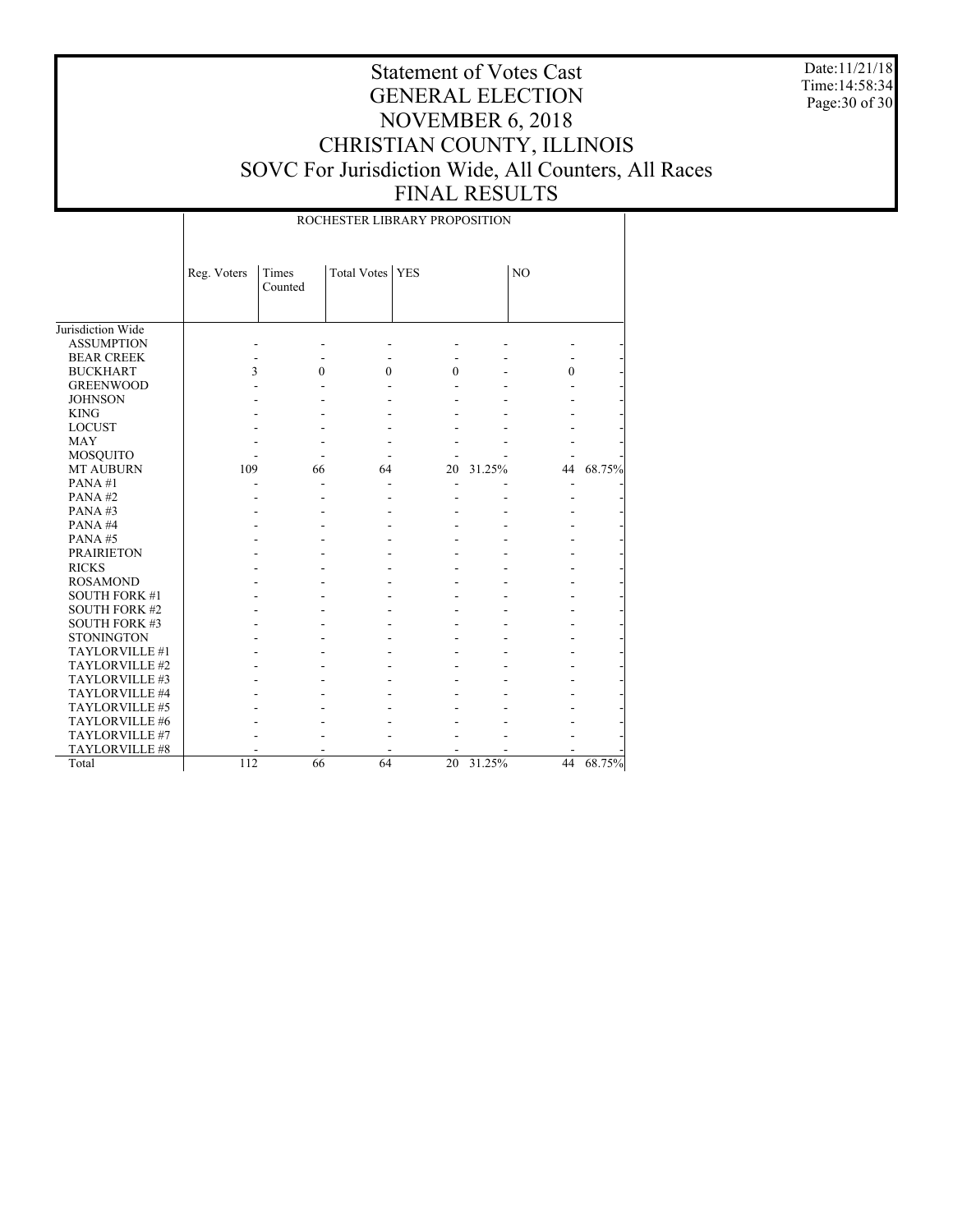# Statement of Votes Cast
# GENERAL ELECTION
# NOVEMBER 6, 2018
# CHRISTIAN COUNTY, ILLINOIS
# SOVC For Jurisdiction Wide, All Counters, All Races
# FINAL RESULTS

Date:11/21/18
Time:14:58:34

| | ROCHESTER LIBRARY PROPOSITION | | | | | | |
|---|---|---|---|---|---|---|---|
| | Reg. Voters | Times Counted | Total Votes | YES | | NO | |
| Jurisdiction Wide | | | | | | | |
| ASSUMPTION | - | - | - | - | - | - | - |
| BEAR CREEK | - | - | - | - | - | - | - |
| BUCKHART | 3 | 0 | 0 | 0 | - | 0 | - |
| GREENWOOD | - | - | - | - | - | - | - |
| JOHNSON | - | - | - | - | - | - | - |
| KING | - | - | - | - | - | - | - |
| LOCUST | - | - | - | - | - | - | - |
| MAY | - | - | - | - | - | - | - |
| MOSQUITO | - | - | - | - | - | - | - |
| MT AUBURN | 109 | 66 | 64 | 20 | 31.25% | 44 | 68.75% |
| PANA #1 | - | - | - | - | - | - | - |
| PANA #2 | - | - | - | - | - | - | - |
| PANA #3 | - | - | - | - | - | - | - |
| PANA #4 | - | - | - | - | - | - | - |
| PANA #5 | - | - | - | - | - | - | - |
| PRAIRIETON | - | - | - | - | - | - | - |
| RICKS | - | - | - | - | - | - | - |
| ROSAMOND | - | - | - | - | - | - | - |
| SOUTH FORK #1 | - | - | - | - | - | - | - |
| SOUTH FORK #2 | - | - | - | - | - | - | - |
| SOUTH FORK #3 | - | - | - | - | - | - | - |
| STONINGTON | - | - | - | - | - | - | - |
| TAYLORVILLE #1 | - | - | - | - | - | - | - |
| TAYLORVILLE #2 | - | - | - | - | - | - | - |
| TAYLORVILLE #3 | - | - | - | - | - | - | - |
| TAYLORVILLE #4 | - | - | - | - | - | - | - |
| TAYLORVILLE #5 | - | - | - | - | - | - | - |
| TAYLORVILLE #6 | - | - | - | - | - | - | - |
| TAYLORVILLE #7 | - | - | - | - | - | - | - |
| TAYLORVILLE #8 | - | - | - | - | - | - | - |
| Total | 112 | 66 | 64 | 20 | 31.25% | 44 | 68.75% |